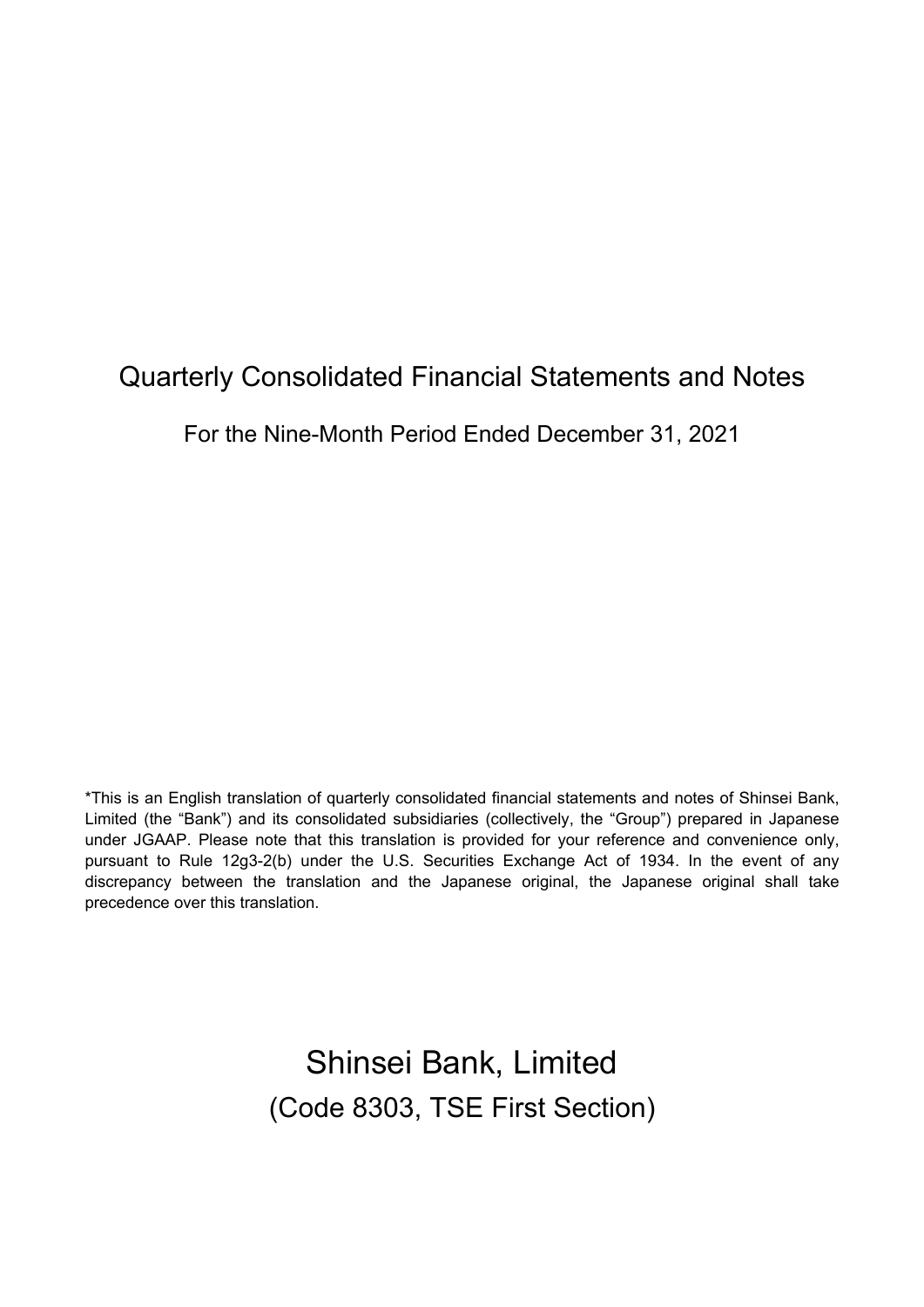# Quarterly Consolidated Financial Statements and Notes

For the Nine-Month Period Ended December 31, 2021

*This is an English translation of quarterly consolidated financial statements and notes of Shinsei Bank, Limited (the "Bank") and its consolidated subsidiaries (collectively, the "Group") prepared in Japanese under JGAAP. Please note that this translation is provided for your reference and convenience only, pursuant to Rule 12g3-2(b) under the U.S. Securities Exchange Act of 1934. In the event of any discrepancy between the translation and the Japanese original, the Japanese original shall take precedence over this translation.

# Shinsei Bank, Limited

(Code 8303, TSE First Section)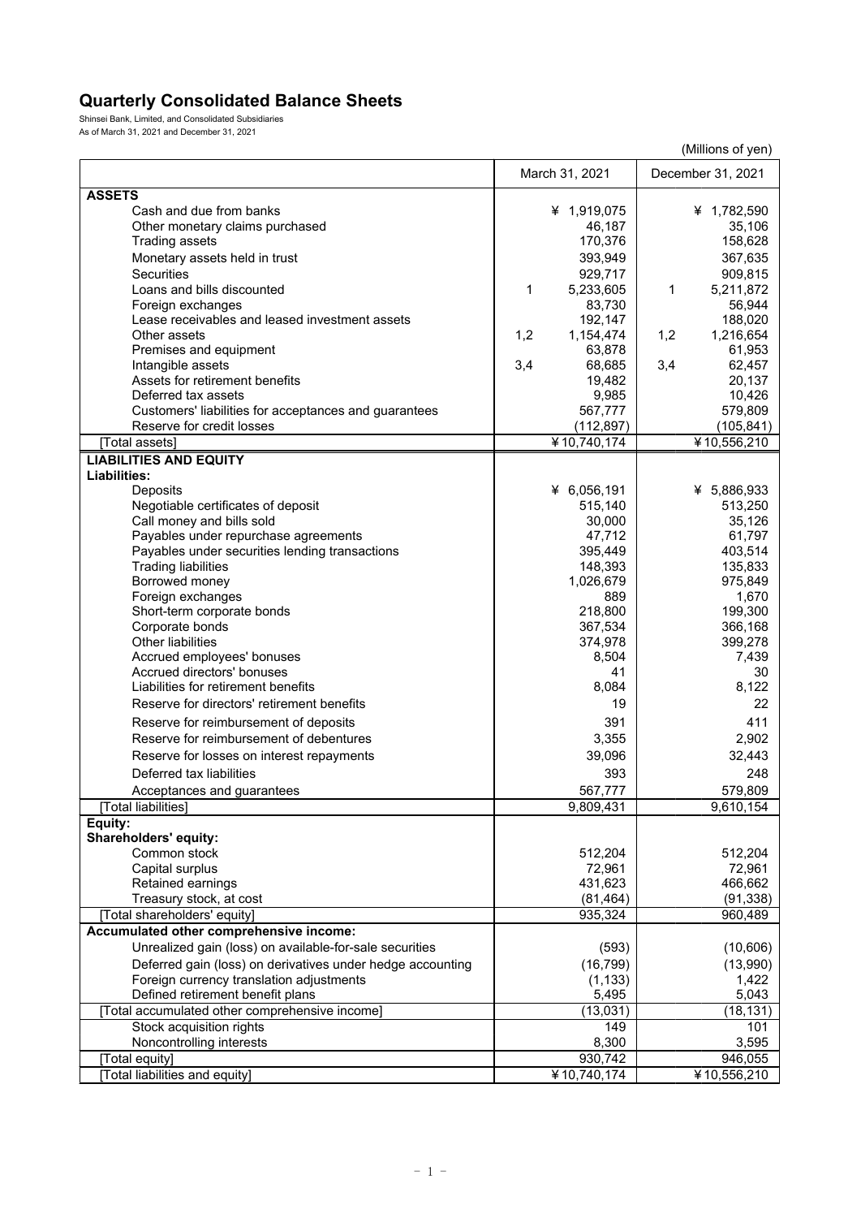# Quarterly Consolidated Balance Sheets

Shinsei Bank, Limited, and Consolidated Subsidiaries
As of March 31, 2021 and December 31, 2021

(Millions of yen)

| | | March 31, 2021 | | December 31, 2021 |
|---|---|---|---|---|
| **ASSETS** | | | | |
| Cash and due from banks | | ¥ 1,919,075 | | ¥ 1,782,590 |
| Other monetary claims purchased | | 46,187 | | 35,106 |
| Trading assets | | 170,376 | | 158,628 |
| Monetary assets held in trust | | 393,949 | | 367,635 |
| Securities | | 929,717 | | 909,815 |
| Loans and bills discounted | 1 | 5,233,605 | 1 | 5,211,872 |
| Foreign exchanges | | 83,730 | | 56,944 |
| Lease receivables and leased investment assets | | 192,147 | | 188,020 |
| Other assets | 1,2 | 1,154,474 | 1,2 | 1,216,654 |
| Premises and equipment | | 63,878 | | 61,953 |
| Intangible assets | 3,4 | 68,685 | 3,4 | 62,457 |
| Assets for retirement benefits | | 19,482 | | 20,137 |
| Deferred tax assets | | 9,985 | | 10,426 |
| Customers' liabilities for acceptances and guarantees | | 567,777 | | 579,809 |
| Reserve for credit losses | | (112,897) | | (105,841) |
| [Total assets] | | ¥10,740,174 | | ¥10,556,210 |
| **LIABILITIES AND EQUITY** | | | | |
| **Liabilities:** | | | | |
| Deposits | | ¥ 6,056,191 | | ¥ 5,886,933 |
| Negotiable certificates of deposit | | 515,140 | | 513,250 |
| Call money and bills sold | | 30,000 | | 35,126 |
| Payables under repurchase agreements | | 47,712 | | 61,797 |
| Payables under securities lending transactions | | 395,449 | | 403,514 |
| Trading liabilities | | 148,393 | | 135,833 |
| Borrowed money | | 1,026,679 | | 975,849 |
| Foreign exchanges | | 889 | | 1,670 |
| Short-term corporate bonds | | 218,800 | | 199,300 |
| Corporate bonds | | 367,534 | | 366,168 |
| Other liabilities | | 374,978 | | 399,278 |
| Accrued employees' bonuses | | 8,504 | | 7,439 |
| Accrued directors' bonuses | | 41 | | 30 |
| Liabilities for retirement benefits | | 8,084 | | 8,122 |
| Reserve for directors' retirement benefits | | 19 | | 22 |
| Reserve for reimbursement of deposits | | 391 | | 411 |
| Reserve for reimbursement of debentures | | 3,355 | | 2,902 |
| Reserve for losses on interest repayments | | 39,096 | | 32,443 |
| Deferred tax liabilities | | 393 | | 248 |
| Acceptances and guarantees | | 567,777 | | 579,809 |
| [Total liabilities] | | 9,809,431 | | 9,610,154 |
| **Equity:** | | | | |
| **Shareholders' equity:** | | | | |
| Common stock | | 512,204 | | 512,204 |
| Capital surplus | | 72,961 | | 72,961 |
| Retained earnings | | 431,623 | | 466,662 |
| Treasury stock, at cost | | (81,464) | | (91,338) |
| [Total shareholders' equity] | | 935,324 | | 960,489 |
| **Accumulated other comprehensive income:** | | | | |
| Unrealized gain (loss) on available-for-sale securities | | (593) | | (10,606) |
| Deferred gain (loss) on derivatives under hedge accounting | | (16,799) | | (13,990) |
| Foreign currency translation adjustments | | (1,133) | | 1,422 |
| Defined retirement benefit plans | | 5,495 | | 5,043 |
| [Total accumulated other comprehensive income] | | (13,031) | | (18,131) |
| Stock acquisition rights | | 149 | | 101 |
| Noncontrolling interests | | 8,300 | | 3,595 |
| [Total equity] | | 930,742 | | 946,055 |
| [Total liabilities and equity] | | ¥10,740,174 | | ¥10,556,210 |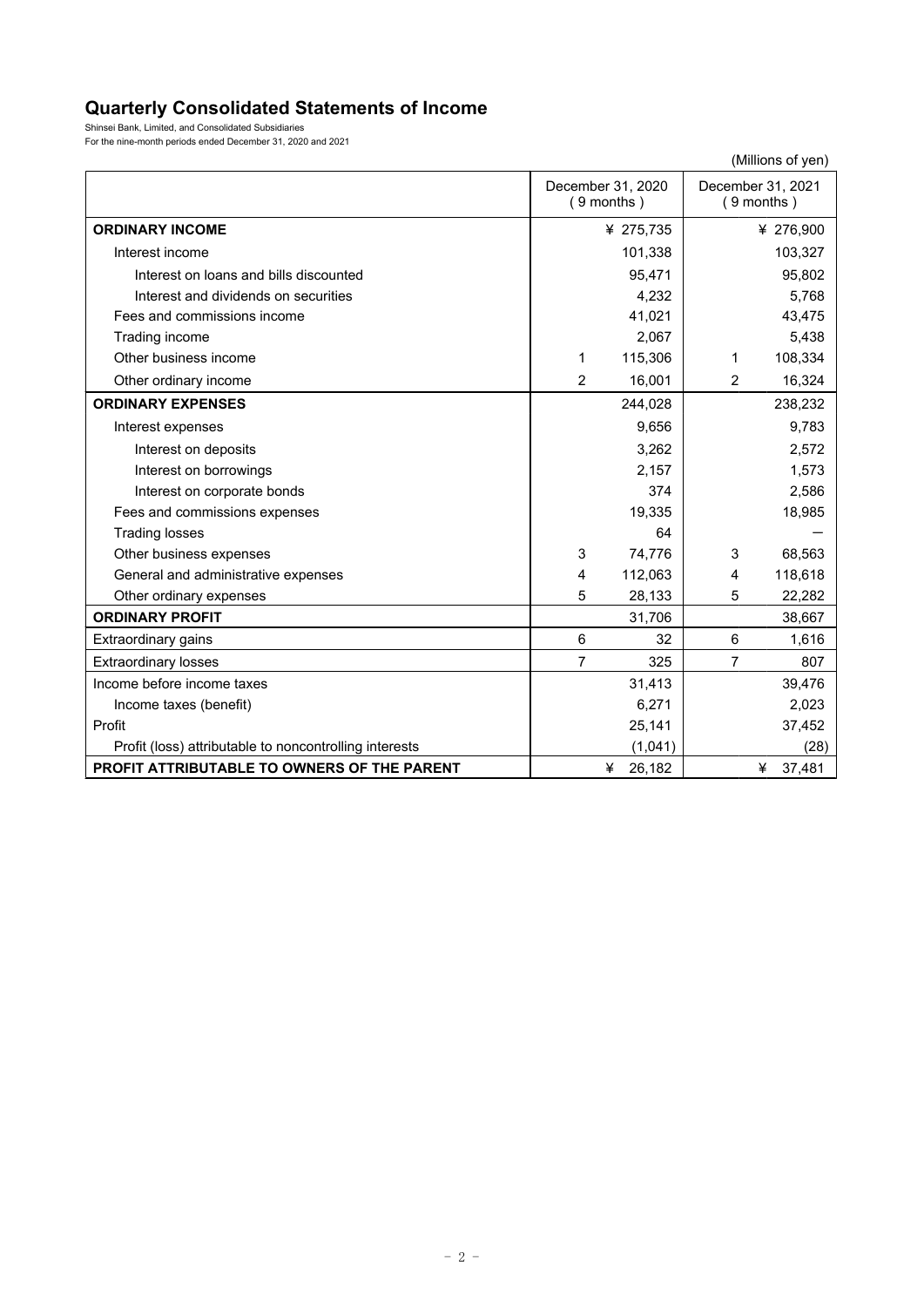## Quarterly Consolidated Statements of Income

Shinsei Bank, Limited, and Consolidated Subsidiaries
For the nine-month periods ended December 31, 2020 and 2021

(Millions of yen)

| | December 31, 2020 (9 months) | | December 31, 2021 (9 months) | |
|---|---|---|---|---|
| **ORDINARY INCOME** | | ¥ 275,735 | | ¥ 276,900 |
| Interest income | | 101,338 | | 103,327 |
| Interest on loans and bills discounted | | 95,471 | | 95,802 |
| Interest and dividends on securities | | 4,232 | | 5,768 |
| Fees and commissions income | | 41,021 | | 43,475 |
| Trading income | | 2,067 | | 5,438 |
| Other business income | 1 | 115,306 | 1 | 108,334 |
| Other ordinary income | 2 | 16,001 | 2 | 16,324 |
| **ORDINARY EXPENSES** | | 244,028 | | 238,232 |
| Interest expenses | | 9,656 | | 9,783 |
| Interest on deposits | | 3,262 | | 2,572 |
| Interest on borrowings | | 2,157 | | 1,573 |
| Interest on corporate bonds | | 374 | | 2,586 |
| Fees and commissions expenses | | 19,335 | | 18,985 |
| Trading losses | | 64 | | — |
| Other business expenses | 3 | 74,776 | 3 | 68,563 |
| General and administrative expenses | 4 | 112,063 | 4 | 118,618 |
| Other ordinary expenses | 5 | 28,133 | 5 | 22,282 |
| **ORDINARY PROFIT** | | 31,706 | | 38,667 |
| Extraordinary gains | 6 | 32 | 6 | 1,616 |
| Extraordinary losses | 7 | 325 | 7 | 807 |
| Income before income taxes | | 31,413 | | 39,476 |
| Income taxes (benefit) | | 6,271 | | 2,023 |
| Profit | | 25,141 | | 37,452 |
| Profit (loss) attributable to noncontrolling interests | | (1,041) | | (28) |
| **PROFIT ATTRIBUTABLE TO OWNERS OF THE PARENT** | | ¥ 26,182 | | ¥ 37,481 |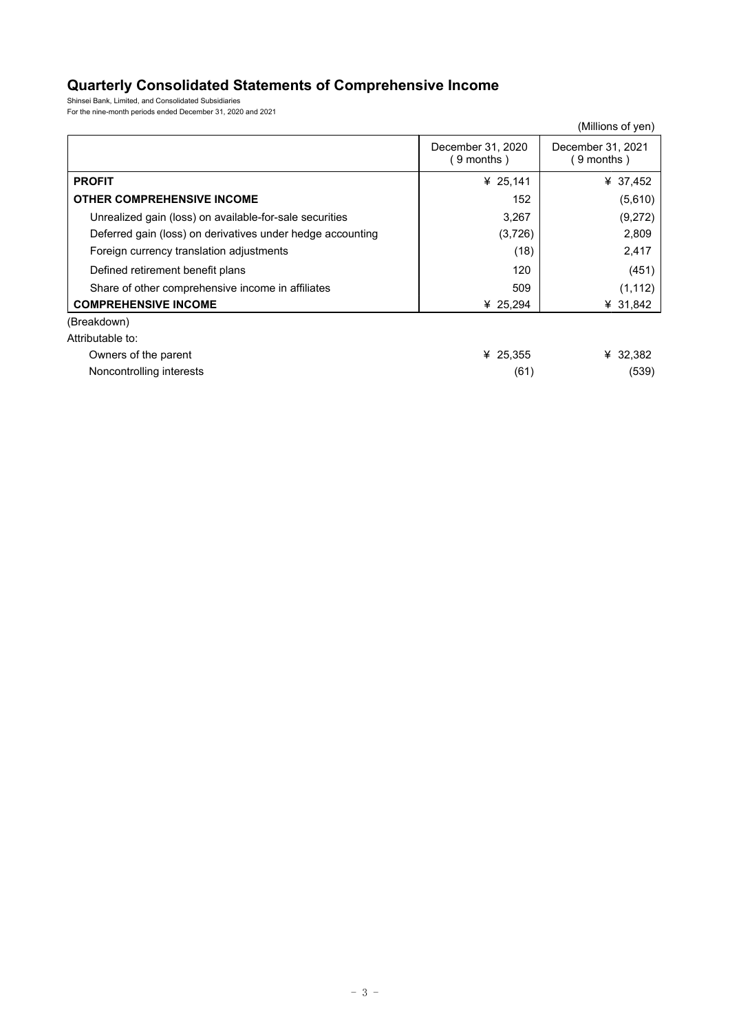# Quarterly Consolidated Statements of Comprehensive Income

Shinsei Bank, Limited, and Consolidated Subsidiaries
For the nine-month periods ended December 31, 2020 and 2021

(Millions of yen)

| | December 31, 2020 ( 9 months ) | December 31, 2021 ( 9 months ) |
|---|---|---|
| **PROFIT** | ¥ 25,141 | ¥ 37,452 |
| **OTHER COMPREHENSIVE INCOME** | 152 | (5,610) |
| Unrealized gain (loss) on available-for-sale securities | 3,267 | (9,272) |
| Deferred gain (loss) on derivatives under hedge accounting | (3,726) | 2,809 |
| Foreign currency translation adjustments | (18) | 2,417 |
| Defined retirement benefit plans | 120 | (451) |
| Share of other comprehensive income in affiliates | 509 | (1,112) |
| **COMPREHENSIVE INCOME** | ¥ 25,294 | ¥ 31,842 |
| (Breakdown) | | |
| Attributable to: | | |
| Owners of the parent | ¥ 25,355 | ¥ 32,382 |
| Noncontrolling interests | (61) | (539) |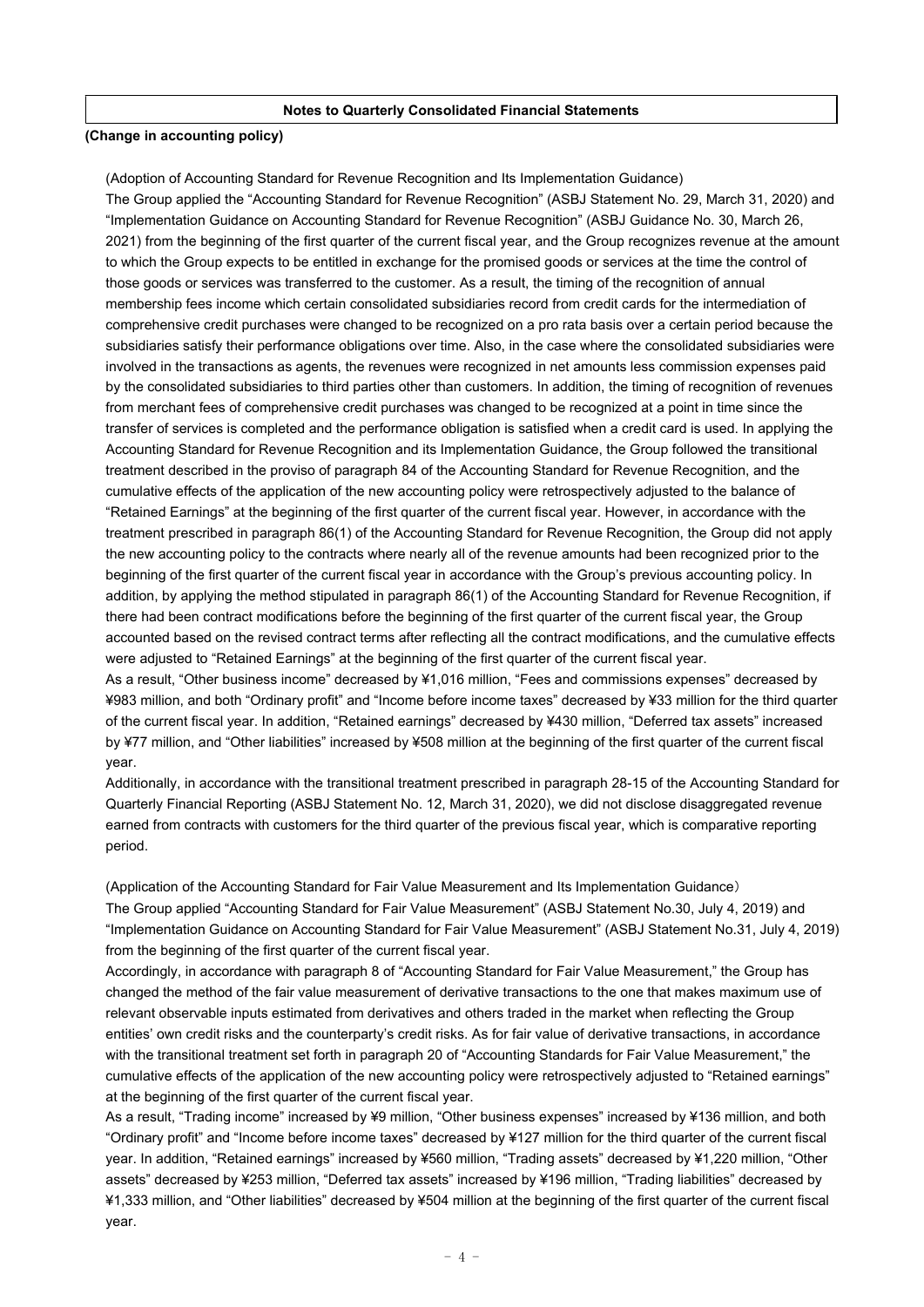## Notes to Quarterly Consolidated Financial Statements

**(Change in accounting policy)**

(Adoption of Accounting Standard for Revenue Recognition and Its Implementation Guidance)

The Group applied the "Accounting Standard for Revenue Recognition" (ASBJ Statement No. 29, March 31, 2020) and "Implementation Guidance on Accounting Standard for Revenue Recognition" (ASBJ Guidance No. 30, March 26, 2021) from the beginning of the first quarter of the current fiscal year, and the Group recognizes revenue at the amount to which the Group expects to be entitled in exchange for the promised goods or services at the time the control of those goods or services was transferred to the customer. As a result, the timing of the recognition of annual membership fees income which certain consolidated subsidiaries record from credit cards for the intermediation of comprehensive credit purchases were changed to be recognized on a pro rata basis over a certain period because the subsidiaries satisfy their performance obligations over time. Also, in the case where the consolidated subsidiaries were involved in the transactions as agents, the revenues were recognized in net amounts less commission expenses paid by the consolidated subsidiaries to third parties other than customers. In addition, the timing of recognition of revenues from merchant fees of comprehensive credit purchases was changed to be recognized at a point in time since the transfer of services is completed and the performance obligation is satisfied when a credit card is used. In applying the Accounting Standard for Revenue Recognition and its Implementation Guidance, the Group followed the transitional treatment described in the proviso of paragraph 84 of the Accounting Standard for Revenue Recognition, and the cumulative effects of the application of the new accounting policy were retrospectively adjusted to the balance of "Retained Earnings" at the beginning of the first quarter of the current fiscal year. However, in accordance with the treatment prescribed in paragraph 86(1) of the Accounting Standard for Revenue Recognition, the Group did not apply the new accounting policy to the contracts where nearly all of the revenue amounts had been recognized prior to the beginning of the first quarter of the current fiscal year in accordance with the Group's previous accounting policy. In addition, by applying the method stipulated in paragraph 86(1) of the Accounting Standard for Revenue Recognition, if there had been contract modifications before the beginning of the first quarter of the current fiscal year, the Group accounted based on the revised contract terms after reflecting all the contract modifications, and the cumulative effects were adjusted to "Retained Earnings" at the beginning of the first quarter of the current fiscal year.

As a result, "Other business income" decreased by ¥1,016 million, "Fees and commissions expenses" decreased by ¥983 million, and both "Ordinary profit" and "Income before income taxes" decreased by ¥33 million for the third quarter of the current fiscal year. In addition, "Retained earnings" decreased by ¥430 million, "Deferred tax assets" increased by ¥77 million, and "Other liabilities" increased by ¥508 million at the beginning of the first quarter of the current fiscal year.

Additionally, in accordance with the transitional treatment prescribed in paragraph 28-15 of the Accounting Standard for Quarterly Financial Reporting (ASBJ Statement No. 12, March 31, 2020), we did not disclose disaggregated revenue earned from contracts with customers for the third quarter of the previous fiscal year, which is comparative reporting period.

(Application of the Accounting Standard for Fair Value Measurement and Its Implementation Guidance)

The Group applied "Accounting Standard for Fair Value Measurement" (ASBJ Statement No.30, July 4, 2019) and "Implementation Guidance on Accounting Standard for Fair Value Measurement" (ASBJ Statement No.31, July 4, 2019) from the beginning of the first quarter of the current fiscal year.

Accordingly, in accordance with paragraph 8 of "Accounting Standard for Fair Value Measurement," the Group has changed the method of the fair value measurement of derivative transactions to the one that makes maximum use of relevant observable inputs estimated from derivatives and others traded in the market when reflecting the Group entities' own credit risks and the counterparty's credit risks. As for fair value of derivative transactions, in accordance with the transitional treatment set forth in paragraph 20 of "Accounting Standards for Fair Value Measurement," the cumulative effects of the application of the new accounting policy were retrospectively adjusted to "Retained earnings" at the beginning of the first quarter of the current fiscal year.

As a result, "Trading income" increased by ¥9 million, "Other business expenses" increased by ¥136 million, and both "Ordinary profit" and "Income before income taxes" decreased by ¥127 million for the third quarter of the current fiscal year. In addition, "Retained earnings" increased by ¥560 million, "Trading assets" decreased by ¥1,220 million, "Other assets" decreased by ¥253 million, "Deferred tax assets" increased by ¥196 million, "Trading liabilities" decreased by ¥1,333 million, and "Other liabilities" decreased by ¥504 million at the beginning of the first quarter of the current fiscal year.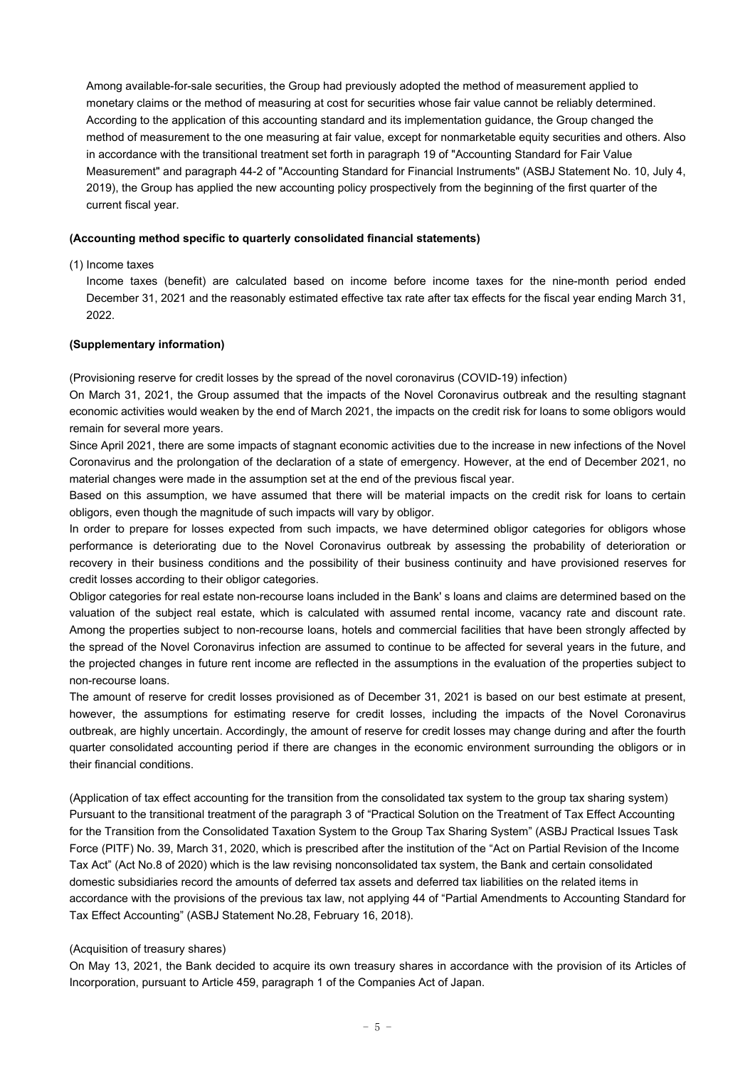Among available-for-sale securities, the Group had previously adopted the method of measurement applied to monetary claims or the method of measuring at cost for securities whose fair value cannot be reliably determined. According to the application of this accounting standard and its implementation guidance, the Group changed the method of measurement to the one measuring at fair value, except for nonmarketable equity securities and others. Also in accordance with the transitional treatment set forth in paragraph 19 of "Accounting Standard for Fair Value Measurement" and paragraph 44-2 of "Accounting Standard for Financial Instruments" (ASBJ Statement No. 10, July 4, 2019), the Group has applied the new accounting policy prospectively from the beginning of the first quarter of the current fiscal year.

**(Accounting method specific to quarterly consolidated financial statements)**

(1) Income taxes

Income taxes (benefit) are calculated based on income before income taxes for the nine-month period ended December 31, 2021 and the reasonably estimated effective tax rate after tax effects for the fiscal year ending March 31, 2022.

**(Supplementary information)**

(Provisioning reserve for credit losses by the spread of the novel coronavirus (COVID-19) infection)

On March 31, 2021, the Group assumed that the impacts of the Novel Coronavirus outbreak and the resulting stagnant economic activities would weaken by the end of March 2021, the impacts on the credit risk for loans to some obligors would remain for several more years.

Since April 2021, there are some impacts of stagnant economic activities due to the increase in new infections of the Novel Coronavirus and the prolongation of the declaration of a state of emergency. However, at the end of December 2021, no material changes were made in the assumption set at the end of the previous fiscal year.

Based on this assumption, we have assumed that there will be material impacts on the credit risk for loans to certain obligors, even though the magnitude of such impacts will vary by obligor.

In order to prepare for losses expected from such impacts, we have determined obligor categories for obligors whose performance is deteriorating due to the Novel Coronavirus outbreak by assessing the probability of deterioration or recovery in their business conditions and the possibility of their business continuity and have provisioned reserves for credit losses according to their obligor categories.

Obligor categories for real estate non-recourse loans included in the Bank' s loans and claims are determined based on the valuation of the subject real estate, which is calculated with assumed rental income, vacancy rate and discount rate. Among the properties subject to non-recourse loans, hotels and commercial facilities that have been strongly affected by the spread of the Novel Coronavirus infection are assumed to continue to be affected for several years in the future, and the projected changes in future rent income are reflected in the assumptions in the evaluation of the properties subject to non-recourse loans.

The amount of reserve for credit losses provisioned as of December 31, 2021 is based on our best estimate at present, however, the assumptions for estimating reserve for credit losses, including the impacts of the Novel Coronavirus outbreak, are highly uncertain. Accordingly, the amount of reserve for credit losses may change during and after the fourth quarter consolidated accounting period if there are changes in the economic environment surrounding the obligors or in their financial conditions.

(Application of tax effect accounting for the transition from the consolidated tax system to the group tax sharing system)

Pursuant to the transitional treatment of the paragraph 3 of "Practical Solution on the Treatment of Tax Effect Accounting for the Transition from the Consolidated Taxation System to the Group Tax Sharing System" (ASBJ Practical Issues Task Force (PITF) No. 39, March 31, 2020, which is prescribed after the institution of the "Act on Partial Revision of the Income Tax Act" (Act No.8 of 2020) which is the law revising nonconsolidated tax system, the Bank and certain consolidated domestic subsidiaries record the amounts of deferred tax assets and deferred tax liabilities on the related items in accordance with the provisions of the previous tax law, not applying 44 of "Partial Amendments to Accounting Standard for Tax Effect Accounting" (ASBJ Statement No.28, February 16, 2018).

(Acquisition of treasury shares)

On May 13, 2021, the Bank decided to acquire its own treasury shares in accordance with the provision of its Articles of Incorporation, pursuant to Article 459, paragraph 1 of the Companies Act of Japan.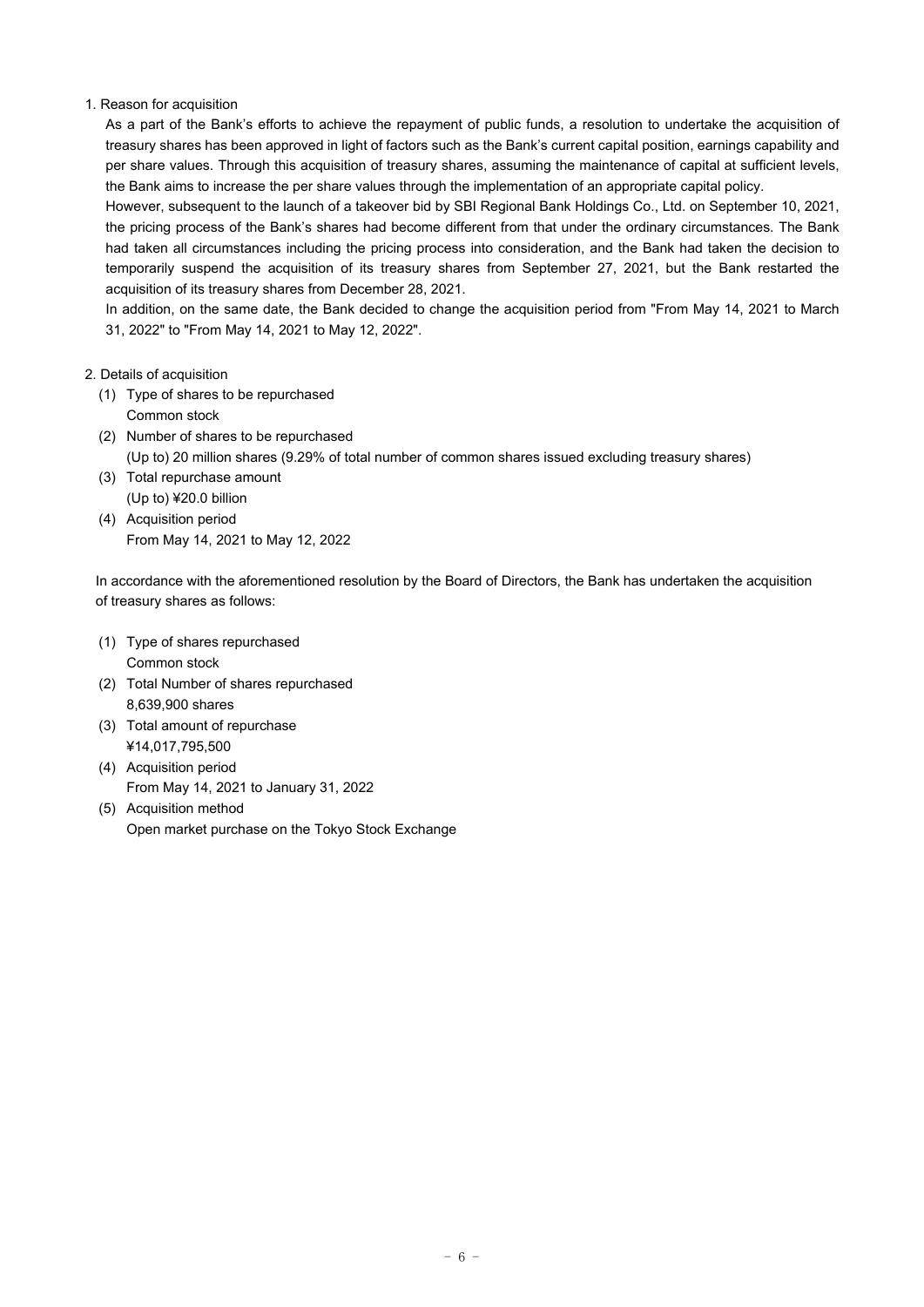1. Reason for acquisition

As a part of the Bank's efforts to achieve the repayment of public funds, a resolution to undertake the acquisition of treasury shares has been approved in light of factors such as the Bank's current capital position, earnings capability and per share values. Through this acquisition of treasury shares, assuming the maintenance of capital at sufficient levels, the Bank aims to increase the per share values through the implementation of an appropriate capital policy.

However, subsequent to the launch of a takeover bid by SBI Regional Bank Holdings Co., Ltd. on September 10, 2021, the pricing process of the Bank's shares had become different from that under the ordinary circumstances. The Bank had taken all circumstances including the pricing process into consideration, and the Bank had taken the decision to temporarily suspend the acquisition of its treasury shares from September 27, 2021, but the Bank restarted the acquisition of its treasury shares from December 28, 2021.

In addition, on the same date, the Bank decided to change the acquisition period from "From May 14, 2021 to March 31, 2022" to "From May 14, 2021 to May 12, 2022".

2. Details of acquisition

(1) Type of shares to be repurchased
  Common stock
(2) Number of shares to be repurchased
  (Up to) 20 million shares (9.29% of total number of common shares issued excluding treasury shares)
(3) Total repurchase amount
  (Up to) ¥20.0 billion
(4) Acquisition period
  From May 14, 2021 to May 12, 2022

In accordance with the aforementioned resolution by the Board of Directors, the Bank has undertaken the acquisition of treasury shares as follows:

(1) Type of shares repurchased
  Common stock
(2) Total Number of shares repurchased
  8,639,900 shares
(3) Total amount of repurchase
  ¥14,017,795,500
(4) Acquisition period
  From May 14, 2021 to January 31, 2022
(5) Acquisition method
  Open market purchase on the Tokyo Stock Exchange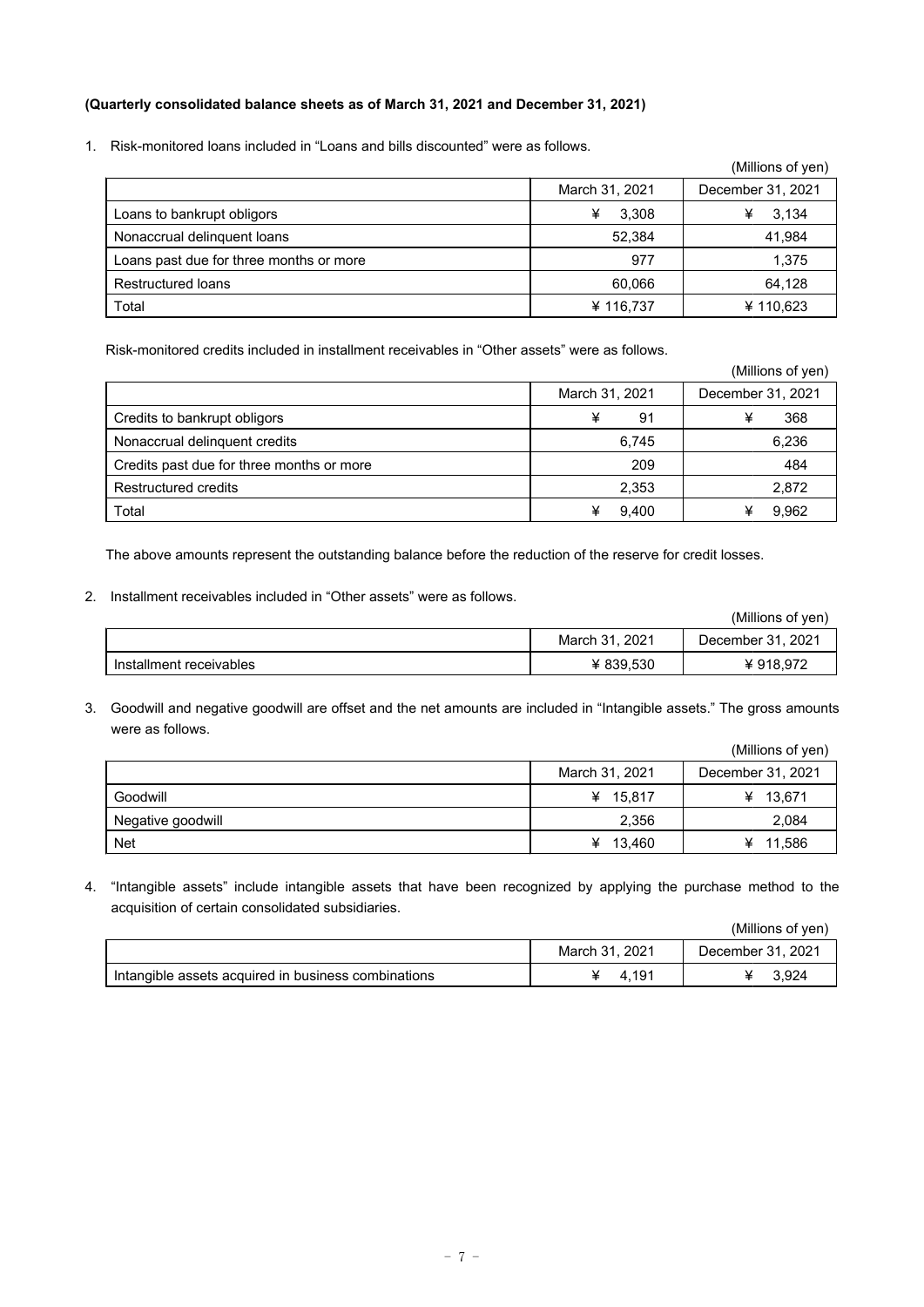**(Quarterly consolidated balance sheets as of March 31, 2021 and December 31, 2021)**

1. Risk-monitored loans included in "Loans and bills discounted" were as follows.

(Millions of yen)

| | March 31, 2021 | December 31, 2021 |
|---|---|---|
| Loans to bankrupt obligors | ¥ 3,308 | ¥ 3,134 |
| Nonaccrual delinquent loans | 52,384 | 41,984 |
| Loans past due for three months or more | 977 | 1,375 |
| Restructured loans | 60,066 | 64,128 |
| Total | ¥ 116,737 | ¥ 110,623 |

Risk-monitored credits included in installment receivables in "Other assets" were as follows.

(Millions of yen)

| | March 31, 2021 | December 31, 2021 |
|---|---|---|
| Credits to bankrupt obligors | ¥ 91 | ¥ 368 |
| Nonaccrual delinquent credits | 6,745 | 6,236 |
| Credits past due for three months or more | 209 | 484 |
| Restructured credits | 2,353 | 2,872 |
| Total | ¥ 9,400 | ¥ 9,962 |

The above amounts represent the outstanding balance before the reduction of the reserve for credit losses.

2. Installment receivables included in "Other assets" were as follows.

(Millions of yen)

| | March 31, 2021 | December 31, 2021 |
|---|---|---|
| Installment receivables | ¥ 839,530 | ¥ 918,972 |

3. Goodwill and negative goodwill are offset and the net amounts are included in "Intangible assets." The gross amounts were as follows.

(Millions of yen)

| | March 31, 2021 | December 31, 2021 |
|---|---|---|
| Goodwill | ¥ 15,817 | ¥ 13,671 |
| Negative goodwill | 2,356 | 2,084 |
| Net | ¥ 13,460 | ¥ 11,586 |

4. "Intangible assets" include intangible assets that have been recognized by applying the purchase method to the acquisition of certain consolidated subsidiaries.

(Millions of yen)

| | March 31, 2021 | December 31, 2021 |
|---|---|---|
| Intangible assets acquired in business combinations | ¥ 4,191 | ¥ 3,924 |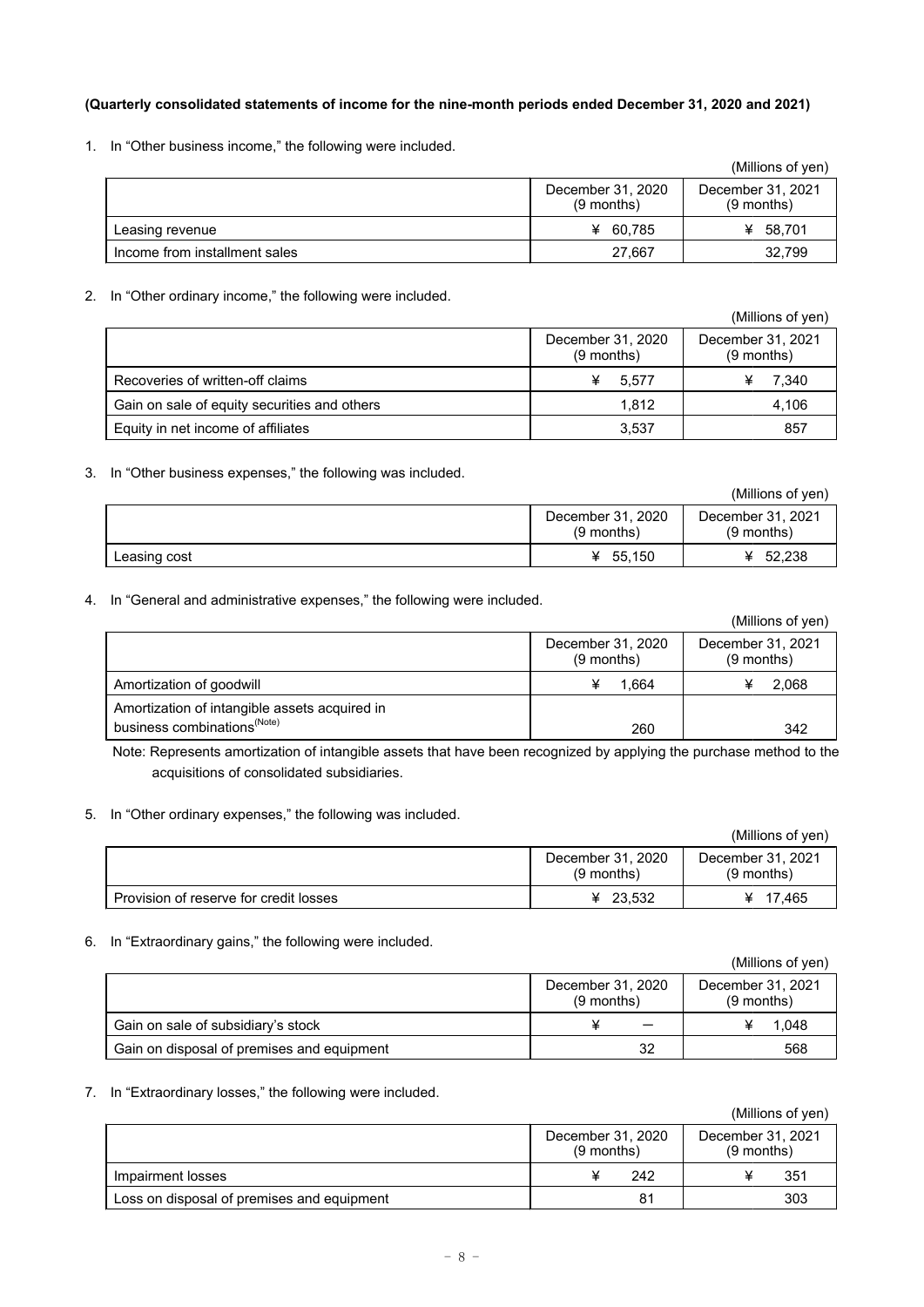**(Quarterly consolidated statements of income for the nine-month periods ended December 31, 2020 and 2021)**

1. In "Other business income," the following were included.

(Millions of yen)

| | December 31, 2020 (9 months) | December 31, 2021 (9 months) |
|---|---|---|
| Leasing revenue | ¥ 60,785 | ¥ 58,701 |
| Income from installment sales | 27,667 | 32,799 |

2. In "Other ordinary income," the following were included.

(Millions of yen)

| | December 31, 2020 (9 months) | December 31, 2021 (9 months) |
|---|---|---|
| Recoveries of written-off claims | ¥ 5,577 | ¥ 7,340 |
| Gain on sale of equity securities and others | 1,812 | 4,106 |
| Equity in net income of affiliates | 3,537 | 857 |

3. In "Other business expenses," the following was included.

(Millions of yen)

| | December 31, 2020 (9 months) | December 31, 2021 (9 months) |
|---|---|---|
| Leasing cost | ¥ 55,150 | ¥ 52,238 |

4. In "General and administrative expenses," the following were included.

(Millions of yen)

| | December 31, 2020 (9 months) | December 31, 2021 (9 months) |
|---|---|---|
| Amortization of goodwill | ¥ 1,664 | ¥ 2,068 |
| Amortization of intangible assets acquired in business combinations(Note) | 260 | 342 |

Note: Represents amortization of intangible assets that have been recognized by applying the purchase method to the acquisitions of consolidated subsidiaries.

5. In "Other ordinary expenses," the following was included.

(Millions of yen)

| | December 31, 2020 (9 months) | December 31, 2021 (9 months) |
|---|---|---|
| Provision of reserve for credit losses | ¥ 23,532 | ¥ 17,465 |

6. In "Extraordinary gains," the following were included.

(Millions of yen)

| | December 31, 2020 (9 months) | December 31, 2021 (9 months) |
|---|---|---|
| Gain on sale of subsidiary's stock | ¥ — | ¥ 1,048 |
| Gain on disposal of premises and equipment | 32 | 568 |

7. In "Extraordinary losses," the following were included.

(Millions of yen)

| | December 31, 2020 (9 months) | December 31, 2021 (9 months) |
|---|---|---|
| Impairment losses | ¥ 242 | ¥ 351 |
| Loss on disposal of premises and equipment | 81 | 303 |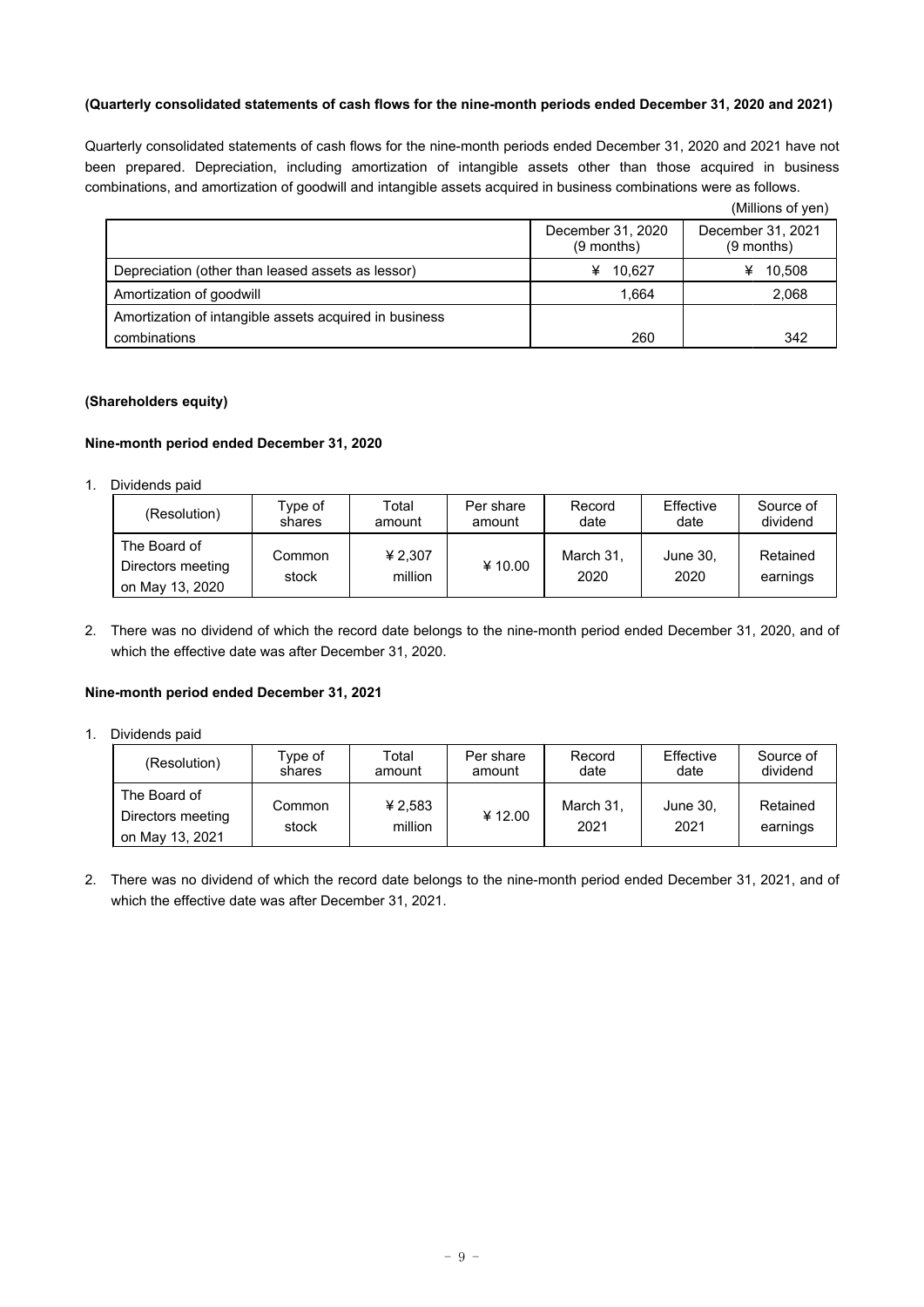**(Quarterly consolidated statements of cash flows for the nine-month periods ended December 31, 2020 and 2021)**

Quarterly consolidated statements of cash flows for the nine-month periods ended December 31, 2020 and 2021 have not been prepared. Depreciation, including amortization of intangible assets other than those acquired in business combinations, and amortization of goodwill and intangible assets acquired in business combinations were as follows.

(Millions of yen)

| | December 31, 2020 (9 months) | December 31, 2021 (9 months) |
|---|---|---|
| Depreciation (other than leased assets as lessor) | ¥ 10,627 | ¥ 10,508 |
| Amortization of goodwill | 1,664 | 2,068 |
| Amortization of intangible assets acquired in business combinations | 260 | 342 |

**(Shareholders equity)**

**Nine-month period ended December 31, 2020**

1. Dividends paid

| (Resolution) | Type of shares | Total amount | Per share amount | Record date | Effective date | Source of dividend |
|---|---|---|---|---|---|---|
| The Board of Directors meeting on May 13, 2020 | Common stock | ¥ 2,307 million | ¥ 10.00 | March 31, 2020 | June 30, 2020 | Retained earnings |

2. There was no dividend of which the record date belongs to the nine-month period ended December 31, 2020, and of which the effective date was after December 31, 2020.

**Nine-month period ended December 31, 2021**

1. Dividends paid

| (Resolution) | Type of shares | Total amount | Per share amount | Record date | Effective date | Source of dividend |
|---|---|---|---|---|---|---|
| The Board of Directors meeting on May 13, 2021 | Common stock | ¥ 2,583 million | ¥ 12.00 | March 31, 2021 | June 30, 2021 | Retained earnings |

2. There was no dividend of which the record date belongs to the nine-month period ended December 31, 2021, and of which the effective date was after December 31, 2021.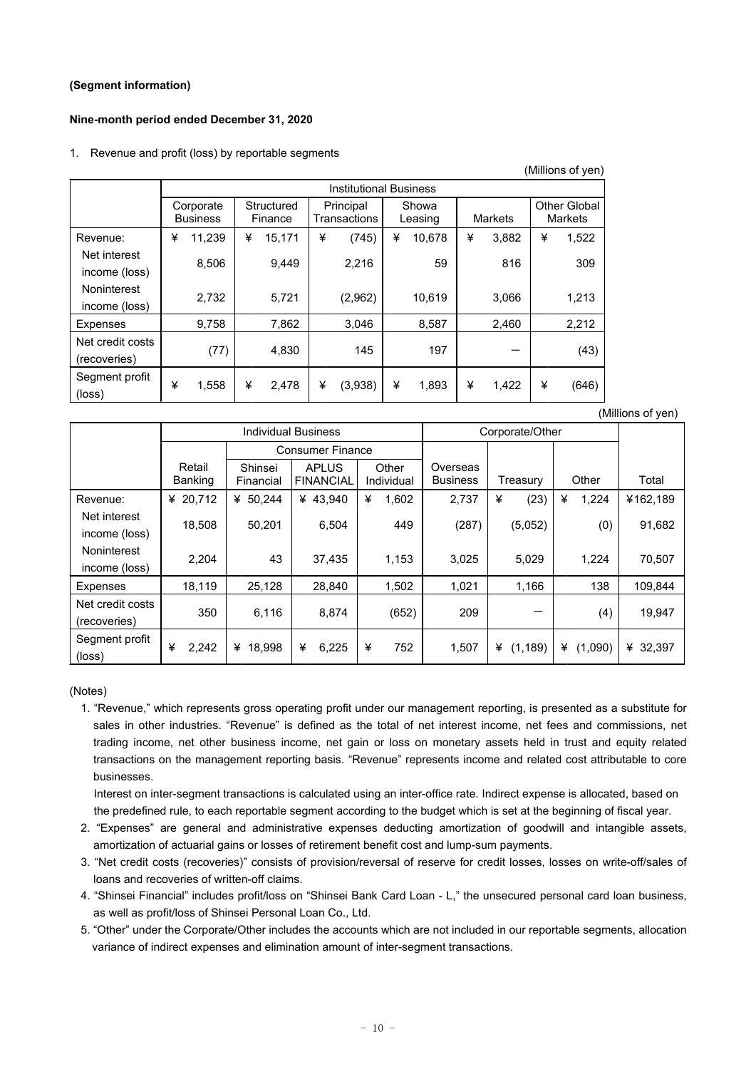**(Segment information)**

**Nine-month period ended December 31, 2020**

1. Revenue and profit (loss) by reportable segments

(Millions of yen)

| | Institutional Business | | | | | |
|---|---|---|---|---|---|---|
| | Corporate Business | Structured Finance | Principal Transactions | Showa Leasing | Markets | Other Global Markets |
| Revenue: | ¥ 11,239 | ¥ 15,171 | ¥ (745) | ¥ 10,678 | ¥ 3,882 | ¥ 1,522 |
| Net interest income (loss) | 8,506 | 9,449 | 2,216 | 59 | 816 | 309 |
| Noninterest income (loss) | 2,732 | 5,721 | (2,962) | 10,619 | 3,066 | 1,213 |
| Expenses | 9,758 | 7,862 | 3,046 | 8,587 | 2,460 | 2,212 |
| Net credit costs (recoveries) | (77) | 4,830 | 145 | 197 | ー | (43) |
| Segment profit (loss) | ¥ 1,558 | ¥ 2,478 | ¥ (3,938) | ¥ 1,893 | ¥ 1,422 | ¥ (646) |

(Millions of yen)

| | Individual Business | | | | Corporate/Other | | | |
|---|---|---|---|---|---|---|---|---|
| | | Consumer Finance | | | | | | |
| | Retail Banking | Shinsei Financial | APLUS FINANCIAL | Other Individual | Overseas Business | Treasury | Other | Total |
| Revenue: | ¥ 20,712 | ¥ 50,244 | ¥ 43,940 | ¥ 1,602 | 2,737 | ¥ (23) | ¥ 1,224 | ¥162,189 |
| Net interest income (loss) | 18,508 | 50,201 | 6,504 | 449 | (287) | (5,052) | (0) | 91,682 |
| Noninterest income (loss) | 2,204 | 43 | 37,435 | 1,153 | 3,025 | 5,029 | 1,224 | 70,507 |
| Expenses | 18,119 | 25,128 | 28,840 | 1,502 | 1,021 | 1,166 | 138 | 109,844 |
| Net credit costs (recoveries) | 350 | 6,116 | 8,874 | (652) | 209 | ー | (4) | 19,947 |
| Segment profit (loss) | ¥ 2,242 | ¥ 18,998 | ¥ 6,225 | ¥ 752 | 1,507 | ¥ (1,189) | ¥ (1,090) | ¥ 32,397 |

(Notes)

1. "Revenue," which represents gross operating profit under our management reporting, is presented as a substitute for sales in other industries. "Revenue" is defined as the total of net interest income, net fees and commissions, net trading income, net other business income, net gain or loss on monetary assets held in trust and equity related transactions on the management reporting basis. "Revenue" represents income and related cost attributable to core businesses.
   Interest on inter-segment transactions is calculated using an inter-office rate. Indirect expense is allocated, based on the predefined rule, to each reportable segment according to the budget which is set at the beginning of fiscal year.
2. "Expenses" are general and administrative expenses deducting amortization of goodwill and intangible assets, amortization of actuarial gains or losses of retirement benefit cost and lump-sum payments.
3. "Net credit costs (recoveries)" consists of provision/reversal of reserve for credit losses, losses on write-off/sales of loans and recoveries of written-off claims.
4. "Shinsei Financial" includes profit/loss on "Shinsei Bank Card Loan - L," the unsecured personal card loan business, as well as profit/loss of Shinsei Personal Loan Co., Ltd.
5. "Other" under the Corporate/Other includes the accounts which are not included in our reportable segments, allocation variance of indirect expenses and elimination amount of inter-segment transactions.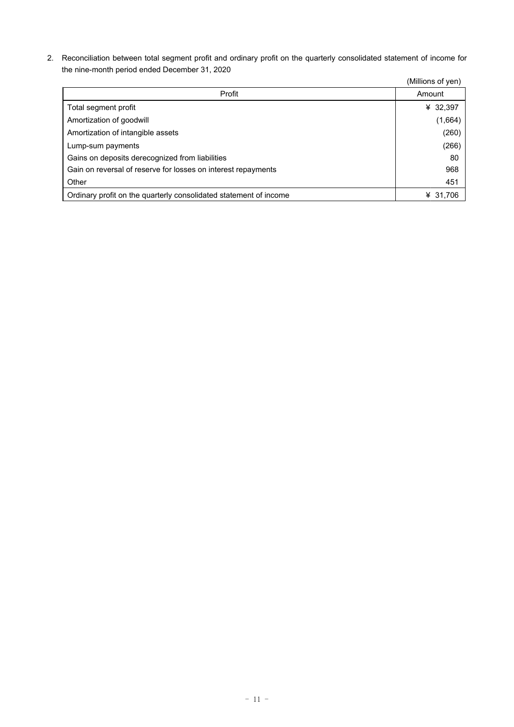2. Reconciliation between total segment profit and ordinary profit on the quarterly consolidated statement of income for the nine-month period ended December 31, 2020

(Millions of yen)

| Profit | Amount |
|---|---|
| Total segment profit | ¥ 32,397 |
| Amortization of goodwill | (1,664) |
| Amortization of intangible assets | (260) |
| Lump-sum payments | (266) |
| Gains on deposits derecognized from liabilities | 80 |
| Gain on reversal of reserve for losses on interest repayments | 968 |
| Other | 451 |
| Ordinary profit on the quarterly consolidated statement of income | ¥ 31,706 |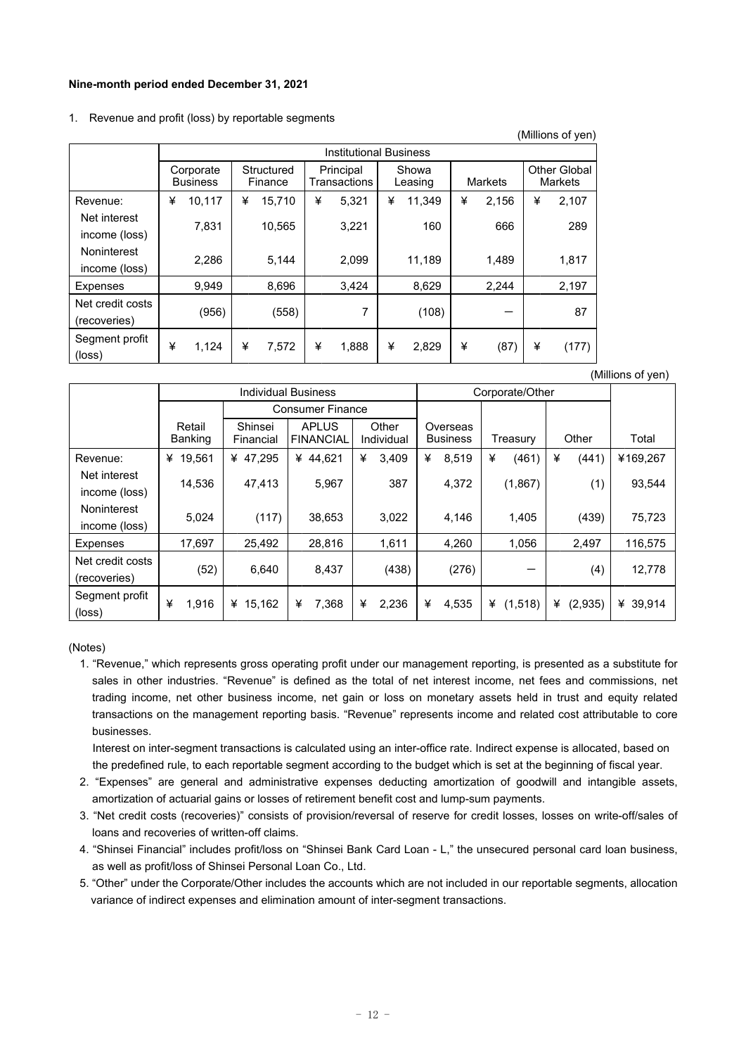**Nine-month period ended December 31, 2021**

1. Revenue and profit (loss) by reportable segments

(Millions of yen)

| | Institutional Business | | | | | |
|---|---|---|---|---|---|---|
| | Corporate Business | Structured Finance | Principal Transactions | Showa Leasing | Markets | Other Global Markets |
| Revenue: | ¥ 10,117 | ¥ 15,710 | ¥ 5,321 | ¥ 11,349 | ¥ 2,156 | ¥ 2,107 |
| Net interest income (loss) | 7,831 | 10,565 | 3,221 | 160 | 666 | 289 |
| Noninterest income (loss) | 2,286 | 5,144 | 2,099 | 11,189 | 1,489 | 1,817 |
| Expenses | 9,949 | 8,696 | 3,424 | 8,629 | 2,244 | 2,197 |
| Net credit costs (recoveries) | (956) | (558) | 7 | (108) | — | 87 |
| Segment profit (loss) | ¥ 1,124 | ¥ 7,572 | ¥ 1,888 | ¥ 2,829 | ¥ (87) | ¥ (177) |

(Millions of yen)

| | Individual Business | | | | Corporate/Other | | | |
|---|---|---|---|---|---|---|---|---|
| | | Consumer Finance | | | | | | |
| | Retail Banking | Shinsei Financial | APLUS FINANCIAL | Other Individual | Overseas Business | Treasury | Other | Total |
| Revenue: | ¥ 19,561 | ¥ 47,295 | ¥ 44,621 | ¥ 3,409 | ¥ 8,519 | ¥ (461) | ¥ (441) | ¥169,267 |
| Net interest income (loss) | 14,536 | 47,413 | 5,967 | 387 | 4,372 | (1,867) | (1) | 93,544 |
| Noninterest income (loss) | 5,024 | (117) | 38,653 | 3,022 | 4,146 | 1,405 | (439) | 75,723 |
| Expenses | 17,697 | 25,492 | 28,816 | 1,611 | 4,260 | 1,056 | 2,497 | 116,575 |
| Net credit costs (recoveries) | (52) | 6,640 | 8,437 | (438) | (276) | — | (4) | 12,778 |
| Segment profit (loss) | ¥ 1,916 | ¥ 15,162 | ¥ 7,368 | ¥ 2,236 | ¥ 4,535 | ¥ (1,518) | ¥ (2,935) | ¥ 39,914 |

(Notes)

1. "Revenue," which represents gross operating profit under our management reporting, is presented as a substitute for sales in other industries. "Revenue" is defined as the total of net interest income, net fees and commissions, net trading income, net other business income, net gain or loss on monetary assets held in trust and equity related transactions on the management reporting basis. "Revenue" represents income and related cost attributable to core businesses.

   Interest on inter-segment transactions is calculated using an inter-office rate. Indirect expense is allocated, based on the predefined rule, to each reportable segment according to the budget which is set at the beginning of fiscal year.
2. "Expenses" are general and administrative expenses deducting amortization of goodwill and intangible assets, amortization of actuarial gains or losses of retirement benefit cost and lump-sum payments.
3. "Net credit costs (recoveries)" consists of provision/reversal of reserve for credit losses, losses on write-off/sales of loans and recoveries of written-off claims.
4. "Shinsei Financial" includes profit/loss on "Shinsei Bank Card Loan - L," the unsecured personal card loan business, as well as profit/loss of Shinsei Personal Loan Co., Ltd.
5. "Other" under the Corporate/Other includes the accounts which are not included in our reportable segments, allocation variance of indirect expenses and elimination amount of inter-segment transactions.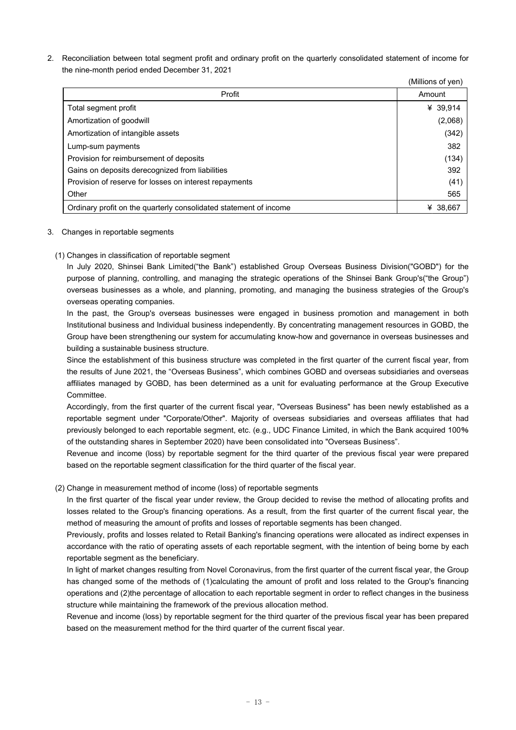2. Reconciliation between total segment profit and ordinary profit on the quarterly consolidated statement of income for the nine-month period ended December 31, 2021

(Millions of yen)

| Profit | Amount |
|---|---|
| Total segment profit | ¥ 39,914 |
| Amortization of goodwill | (2,068) |
| Amortization of intangible assets | (342) |
| Lump-sum payments | 382 |
| Provision for reimbursement of deposits | (134) |
| Gains on deposits derecognized from liabilities | 392 |
| Provision of reserve for losses on interest repayments | (41) |
| Other | 565 |
| Ordinary profit on the quarterly consolidated statement of income | ¥ 38,667 |

3. Changes in reportable segments

(1) Changes in classification of reportable segment

In July 2020, Shinsei Bank Limited("the Bank") established Group Overseas Business Division("GOBD") for the purpose of planning, controlling, and managing the strategic operations of the Shinsei Bank Group's("the Group") overseas businesses as a whole, and planning, promoting, and managing the business strategies of the Group's overseas operating companies.

In the past, the Group's overseas businesses were engaged in business promotion and management in both Institutional business and Individual business independently. By concentrating management resources in GOBD, the Group have been strengthening our system for accumulating know-how and governance in overseas businesses and building a sustainable business structure.

Since the establishment of this business structure was completed in the first quarter of the current fiscal year, from the results of June 2021, the "Overseas Business", which combines GOBD and overseas subsidiaries and overseas affiliates managed by GOBD, has been determined as a unit for evaluating performance at the Group Executive Committee.

Accordingly, from the first quarter of the current fiscal year, "Overseas Business" has been newly established as a reportable segment under "Corporate/Other". Majority of overseas subsidiaries and overseas affiliates that had previously belonged to each reportable segment, etc. (e.g., UDC Finance Limited, in which the Bank acquired 100% of the outstanding shares in September 2020) have been consolidated into "Overseas Business".

Revenue and income (loss) by reportable segment for the third quarter of the previous fiscal year were prepared based on the reportable segment classification for the third quarter of the fiscal year.

(2) Change in measurement method of income (loss) of reportable segments

In the first quarter of the fiscal year under review, the Group decided to revise the method of allocating profits and losses related to the Group's financing operations. As a result, from the first quarter of the current fiscal year, the method of measuring the amount of profits and losses of reportable segments has been changed.

Previously, profits and losses related to Retail Banking's financing operations were allocated as indirect expenses in accordance with the ratio of operating assets of each reportable segment, with the intention of being borne by each reportable segment as the beneficiary.

In light of market changes resulting from Novel Coronavirus, from the first quarter of the current fiscal year, the Group has changed some of the methods of (1)calculating the amount of profit and loss related to the Group's financing operations and (2)the percentage of allocation to each reportable segment in order to reflect changes in the business structure while maintaining the framework of the previous allocation method.

Revenue and income (loss) by reportable segment for the third quarter of the previous fiscal year has been prepared based on the measurement method for the third quarter of the current fiscal year.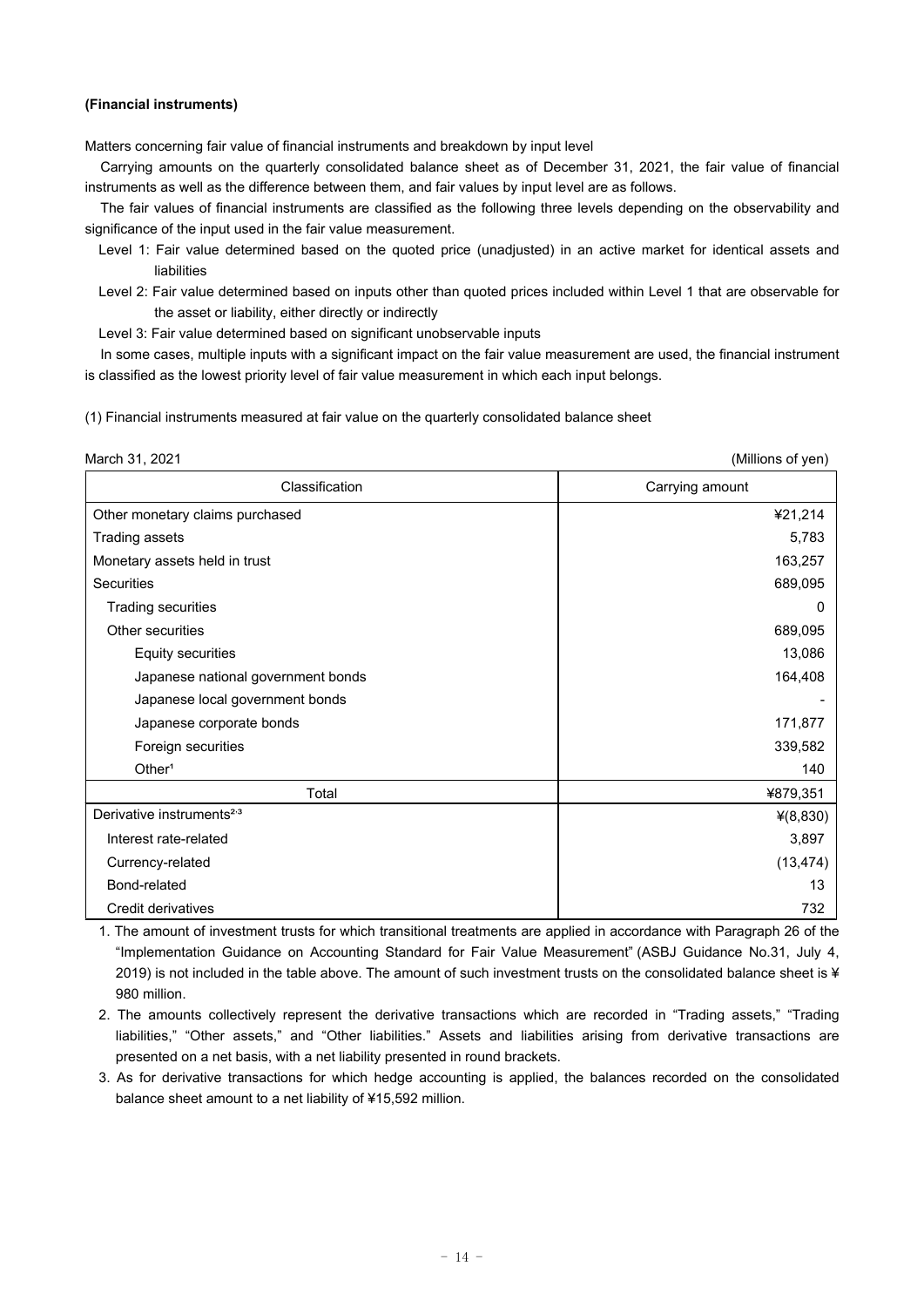**(Financial instruments)**

Matters concerning fair value of financial instruments and breakdown by input level

Carrying amounts on the quarterly consolidated balance sheet as of December 31, 2021, the fair value of financial instruments as well as the difference between them, and fair values by input level are as follows.

The fair values of financial instruments are classified as the following three levels depending on the observability and significance of the input used in the fair value measurement.

Level 1: Fair value determined based on the quoted price (unadjusted) in an active market for identical assets and liabilities

Level 2: Fair value determined based on inputs other than quoted prices included within Level 1 that are observable for the asset or liability, either directly or indirectly

Level 3: Fair value determined based on significant unobservable inputs

In some cases, multiple inputs with a significant impact on the fair value measurement are used, the financial instrument is classified as the lowest priority level of fair value measurement in which each input belongs.

(1) Financial instruments measured at fair value on the quarterly consolidated balance sheet

March 31, 2021 (Millions of yen)

| Classification | Carrying amount |
|---|---|
| Other monetary claims purchased | ¥21,214 |
| Trading assets | 5,783 |
| Monetary assets held in trust | 163,257 |
| Securities | 689,095 |
| Trading securities | 0 |
| Other securities | 689,095 |
| Equity securities | 13,086 |
| Japanese national government bonds | 164,408 |
| Japanese local government bonds | - |
| Japanese corporate bonds | 171,877 |
| Foreign securities | 339,582 |
| Other[1] | 140 |
| Total | ¥879,351 |
| Derivative instruments[2,3] | ¥(8,830) |
| Interest rate-related | 3,897 |
| Currency-related | (13,474) |
| Bond-related | 13 |
| Credit derivatives | 732 |

1. The amount of investment trusts for which transitional treatments are applied in accordance with Paragraph 26 of the "Implementation Guidance on Accounting Standard for Fair Value Measurement" (ASBJ Guidance No.31, July 4, 2019) is not included in the table above. The amount of such investment trusts on the consolidated balance sheet is ¥ 980 million.
2. The amounts collectively represent the derivative transactions which are recorded in "Trading assets," "Trading liabilities," "Other assets," and "Other liabilities." Assets and liabilities arising from derivative transactions are presented on a net basis, with a net liability presented in round brackets.
3. As for derivative transactions for which hedge accounting is applied, the balances recorded on the consolidated balance sheet amount to a net liability of ¥15,592 million.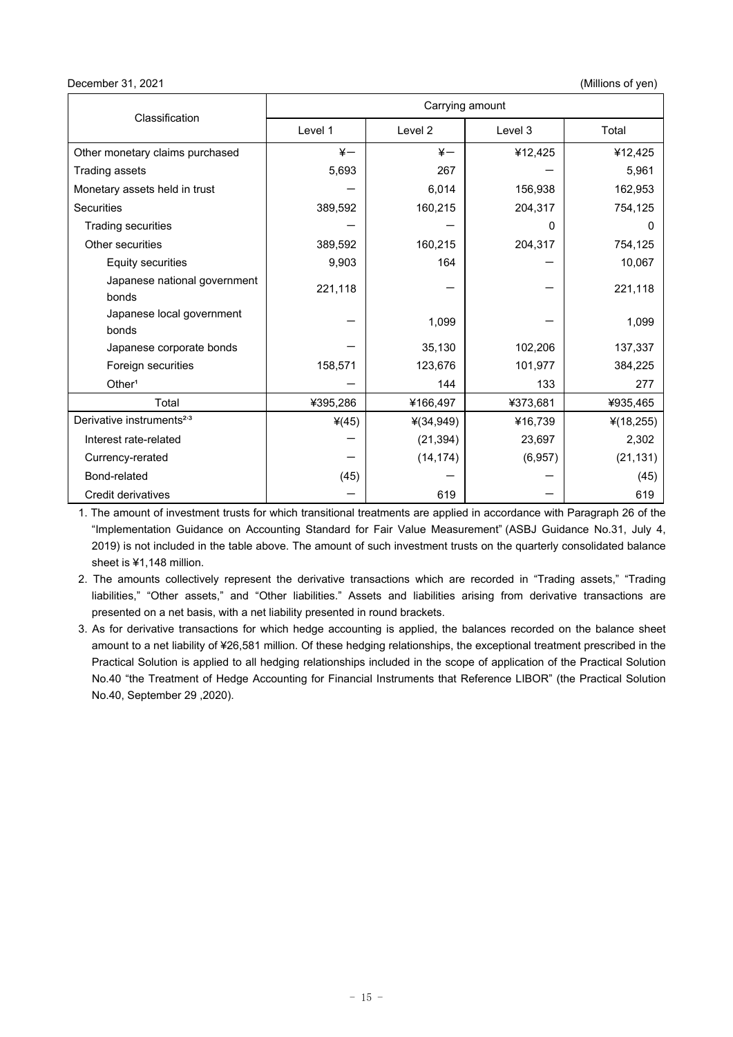December 31, 2021 (Millions of yen)

| Classification | Carrying amount | | | |
|---|---|---|---|---|
| | Level 1 | Level 2 | Level 3 | Total |
| Other monetary claims purchased | ¥— | ¥— | ¥12,425 | ¥12,425 |
| Trading assets | 5,693 | 267 | — | 5,961 |
| Monetary assets held in trust | — | 6,014 | 156,938 | 162,953 |
| Securities | 389,592 | 160,215 | 204,317 | 754,125 |
| Trading securities | — | — | 0 | 0 |
| Other securities | 389,592 | 160,215 | 204,317 | 754,125 |
| Equity securities | 9,903 | 164 | — | 10,067 |
| Japanese national government bonds | 221,118 | — | — | 221,118 |
| Japanese local government bonds | — | 1,099 | — | 1,099 |
| Japanese corporate bonds | — | 35,130 | 102,206 | 137,337 |
| Foreign securities | 158,571 | 123,676 | 101,977 | 384,225 |
| Other[1] | — | 144 | 133 | 277 |
| Total | ¥395,286 | ¥166,497 | ¥373,681 | ¥935,465 |
| Derivative instruments[2,3] | ¥(45) | ¥(34,949) | ¥16,739 | ¥(18,255) |
| Interest rate-related | — | (21,394) | 23,697 | 2,302 |
| Currency-rerated | — | (14,174) | (6,957) | (21,131) |
| Bond-related | (45) | — | — | (45) |
| Credit derivatives | — | 619 | — | 619 |

1. The amount of investment trusts for which transitional treatments are applied in accordance with Paragraph 26 of the "Implementation Guidance on Accounting Standard for Fair Value Measurement" (ASBJ Guidance No.31, July 4, 2019) is not included in the table above. The amount of such investment trusts on the quarterly consolidated balance sheet is ¥1,148 million.
2. The amounts collectively represent the derivative transactions which are recorded in "Trading assets," "Trading liabilities," "Other assets," and "Other liabilities." Assets and liabilities arising from derivative transactions are presented on a net basis, with a net liability presented in round brackets.
3. As for derivative transactions for which hedge accounting is applied, the balances recorded on the balance sheet amount to a net liability of ¥26,581 million. Of these hedging relationships, the exceptional treatment prescribed in the Practical Solution is applied to all hedging relationships included in the scope of application of the Practical Solution No.40 "the Treatment of Hedge Accounting for Financial Instruments that Reference LIBOR" (the Practical Solution No.40, September 29 ,2020).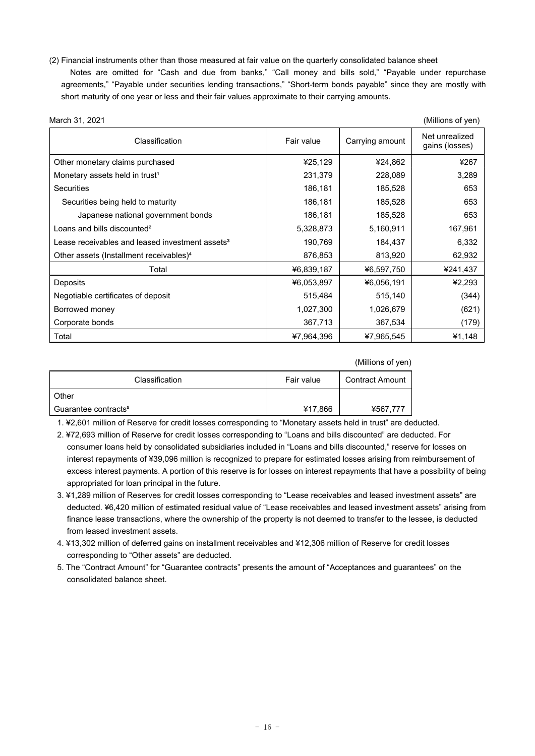(2) Financial instruments other than those measured at fair value on the quarterly consolidated balance sheet

Notes are omitted for "Cash and due from banks," "Call money and bills sold," "Payable under repurchase agreements," "Payable under securities lending transactions," "Short-term bonds payable" since they are mostly with short maturity of one year or less and their fair values approximate to their carrying amounts.

March 31, 2021 (Millions of yen)

| Classification | Fair value | Carrying amount | Net unrealized gains (losses) |
|---|---|---|---|
| Other monetary claims purchased | ¥25,129 | ¥24,862 | ¥267 |
| Monetary assets held in trust[1] | 231,379 | 228,089 | 3,289 |
| Securities | 186,181 | 185,528 | 653 |
| Securities being held to maturity | 186,181 | 185,528 | 653 |
| Japanese national government bonds | 186,181 | 185,528 | 653 |
| Loans and bills discounted[2] | 5,328,873 | 5,160,911 | 167,961 |
| Lease receivables and leased investment assets[3] | 190,769 | 184,437 | 6,332 |
| Other assets (Installment receivables)[4] | 876,853 | 813,920 | 62,932 |
| Total | ¥6,839,187 | ¥6,597,750 | ¥241,437 |
| Deposits | ¥6,053,897 | ¥6,056,191 | ¥2,293 |
| Negotiable certificates of deposit | 515,484 | 515,140 | (344) |
| Borrowed money | 1,027,300 | 1,026,679 | (621) |
| Corporate bonds | 367,713 | 367,534 | (179) |
| Total | ¥7,964,396 | ¥7,965,545 | ¥1,148 |

(Millions of yen)

| Classification | Fair value | Contract Amount |
|---|---|---|
| Other | | |
| Guarantee contracts[5] | ¥17,866 | ¥567,777 |

1. ¥2,601 million of Reserve for credit losses corresponding to "Monetary assets held in trust" are deducted.
2. ¥72,693 million of Reserve for credit losses corresponding to "Loans and bills discounted" are deducted. For consumer loans held by consolidated subsidiaries included in "Loans and bills discounted," reserve for losses on interest repayments of ¥39,096 million is recognized to prepare for estimated losses arising from reimbursement of excess interest payments. A portion of this reserve is for losses on interest repayments that have a possibility of being appropriated for loan principal in the future.
3. ¥1,289 million of Reserves for credit losses corresponding to "Lease receivables and leased investment assets" are deducted. ¥6,420 million of estimated residual value of "Lease receivables and leased investment assets" arising from finance lease transactions, where the ownership of the property is not deemed to transfer to the lessee, is deducted from leased investment assets.
4. ¥13,302 million of deferred gains on installment receivables and ¥12,306 million of Reserve for credit losses corresponding to "Other assets" are deducted.
5. The "Contract Amount" for "Guarantee contracts" presents the amount of "Acceptances and guarantees" on the consolidated balance sheet.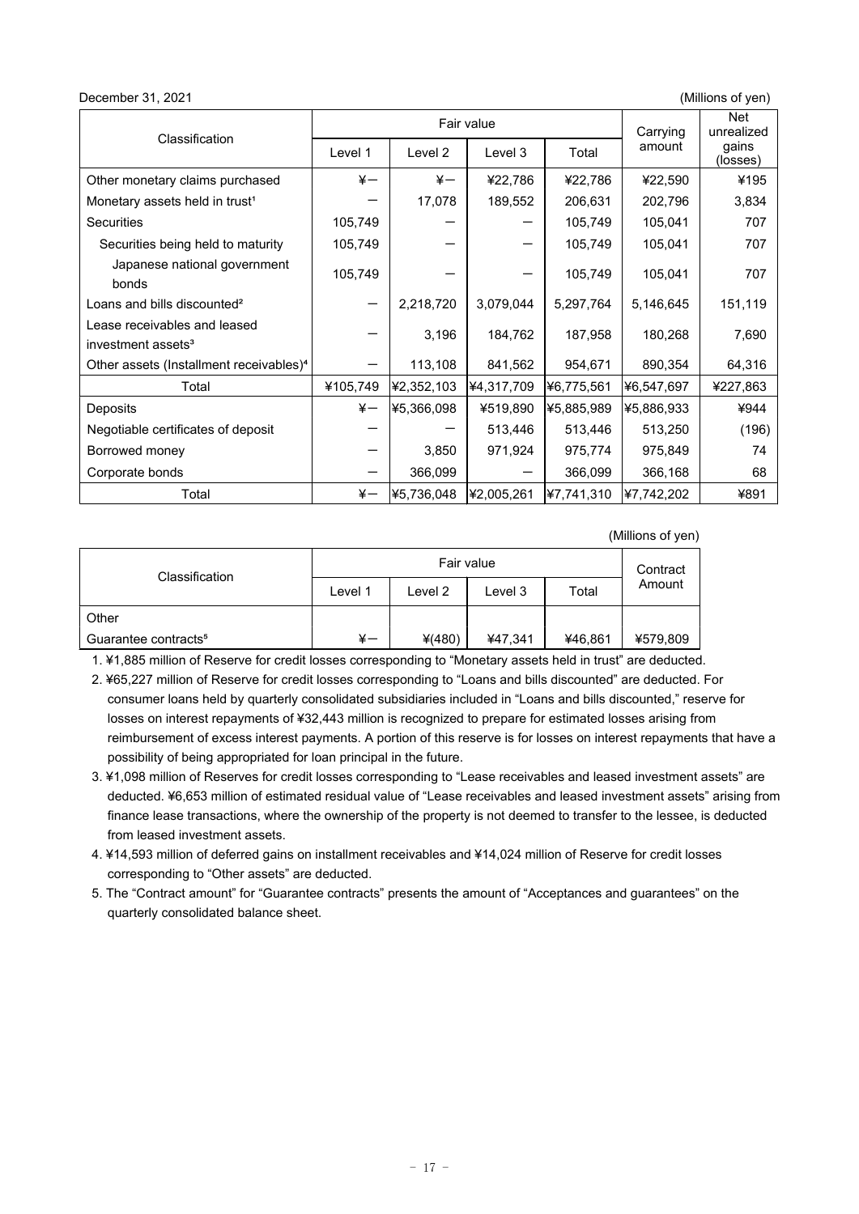December 31, 2021 (Millions of yen)

| Classification | Fair value | | | | Carrying amount | Net unrealized gains (losses) |
|---|---|---|---|---|---|---|
| | Level 1 | Level 2 | Level 3 | Total | | |
| Other monetary claims purchased | ¥— | ¥— | ¥22,786 | ¥22,786 | ¥22,590 | ¥195 |
| Monetary assets held in trust[1] | — | 17,078 | 189,552 | 206,631 | 202,796 | 3,834 |
| Securities | 105,749 | — | — | 105,749 | 105,041 | 707 |
| Securities being held to maturity | 105,749 | — | — | 105,749 | 105,041 | 707 |
| Japanese national government bonds | 105,749 | — | — | 105,749 | 105,041 | 707 |
| Loans and bills discounted[2] | — | 2,218,720 | 3,079,044 | 5,297,764 | 5,146,645 | 151,119 |
| Lease receivables and leased investment assets[3] | — | 3,196 | 184,762 | 187,958 | 180,268 | 7,690 |
| Other assets (Installment receivables)[4] | — | 113,108 | 841,562 | 954,671 | 890,354 | 64,316 |
| Total | ¥105,749 | ¥2,352,103 | ¥4,317,709 | ¥6,775,561 | ¥6,547,697 | ¥227,863 |
| Deposits | ¥— | ¥5,366,098 | ¥519,890 | ¥5,885,989 | ¥5,886,933 | ¥944 |
| Negotiable certificates of deposit | — | — | 513,446 | 513,446 | 513,250 | (196) |
| Borrowed money | — | 3,850 | 971,924 | 975,774 | 975,849 | 74 |
| Corporate bonds | — | 366,099 | — | 366,099 | 366,168 | 68 |
| Total | ¥— | ¥5,736,048 | ¥2,005,261 | ¥7,741,310 | ¥7,742,202 | ¥891 |

(Millions of yen)

| Classification | Fair value | | | | Contract Amount |
|---|---|---|---|---|---|
| | Level 1 | Level 2 | Level 3 | Total | |
| Other | | | | | |
| Guarantee contracts[5] | ¥— | ¥(480) | ¥47,341 | ¥46,861 | ¥579,809 |

1. ¥1,885 million of Reserve for credit losses corresponding to "Monetary assets held in trust" are deducted.
2. ¥65,227 million of Reserve for credit losses corresponding to "Loans and bills discounted" are deducted. For consumer loans held by quarterly consolidated subsidiaries included in "Loans and bills discounted," reserve for losses on interest repayments of ¥32,443 million is recognized to prepare for estimated losses arising from reimbursement of excess interest payments. A portion of this reserve is for losses on interest repayments that have a possibility of being appropriated for loan principal in the future.
3. ¥1,098 million of Reserves for credit losses corresponding to "Lease receivables and leased investment assets" are deducted. ¥6,653 million of estimated residual value of "Lease receivables and leased investment assets" arising from finance lease transactions, where the ownership of the property is not deemed to transfer to the lessee, is deducted from leased investment assets.
4. ¥14,593 million of deferred gains on installment receivables and ¥14,024 million of Reserve for credit losses corresponding to "Other assets" are deducted.
5. The "Contract amount" for "Guarantee contracts" presents the amount of "Acceptances and guarantees" on the quarterly consolidated balance sheet.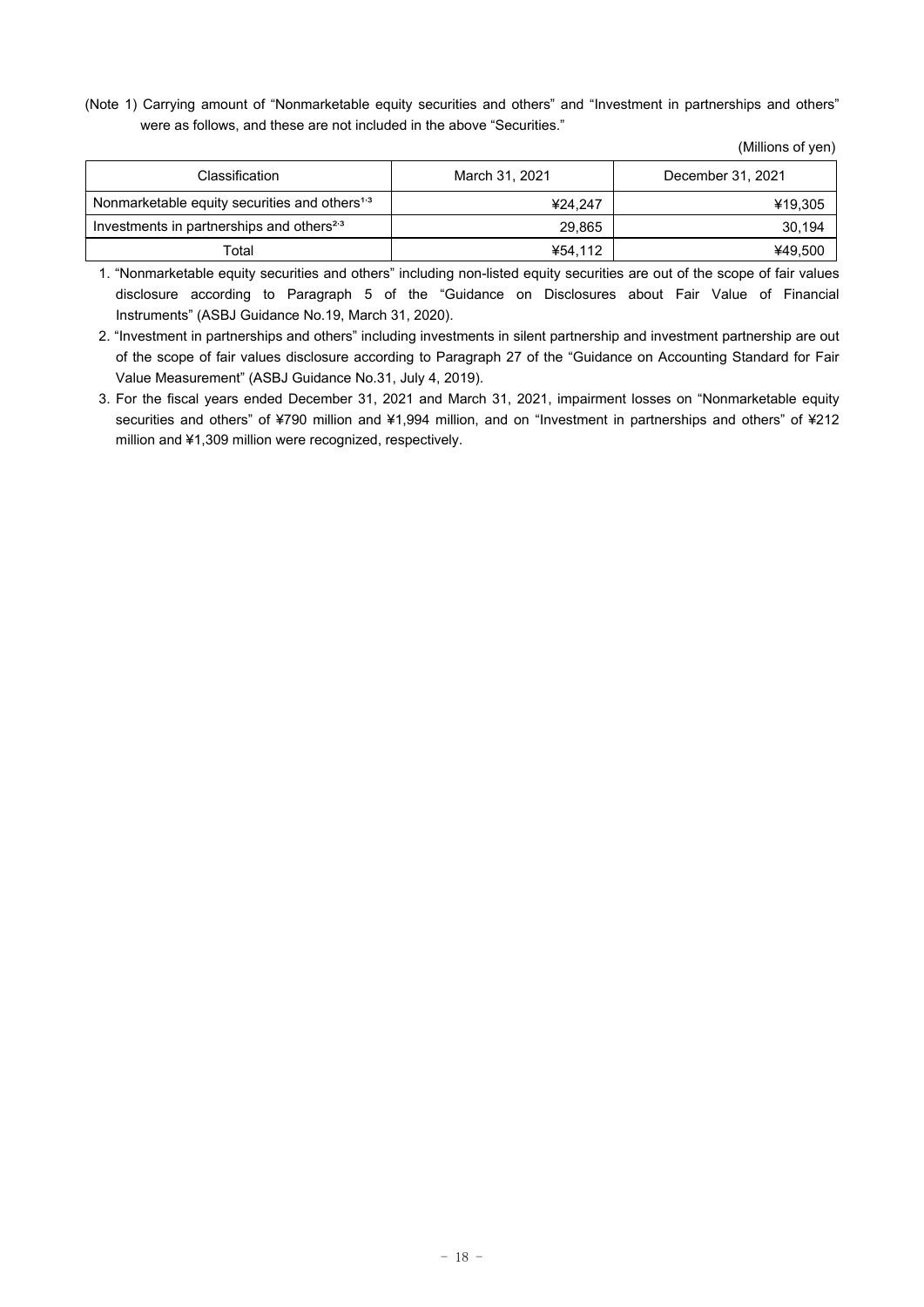(Note 1) Carrying amount of "Nonmarketable equity securities and others" and "Investment in partnerships and others" were as follows, and these are not included in the above "Securities."

(Millions of yen)

| Classification | March 31, 2021 | December 31, 2021 |
|---|---|---|
| Nonmarketable equity securities and others[1,3] | ¥24,247 | ¥19,305 |
| Investments in partnerships and others[2,3] | 29,865 | 30,194 |
| Total | ¥54,112 | ¥49,500 |

1. "Nonmarketable equity securities and others" including non-listed equity securities are out of the scope of fair values disclosure according to Paragraph 5 of the "Guidance on Disclosures about Fair Value of Financial Instruments" (ASBJ Guidance No.19, March 31, 2020).
2. "Investment in partnerships and others" including investments in silent partnership and investment partnership are out of the scope of fair values disclosure according to Paragraph 27 of the "Guidance on Accounting Standard for Fair Value Measurement" (ASBJ Guidance No.31, July 4, 2019).
3. For the fiscal years ended December 31, 2021 and March 31, 2021, impairment losses on "Nonmarketable equity securities and others" of ¥790 million and ¥1,994 million, and on "Investment in partnerships and others" of ¥212 million and ¥1,309 million were recognized, respectively.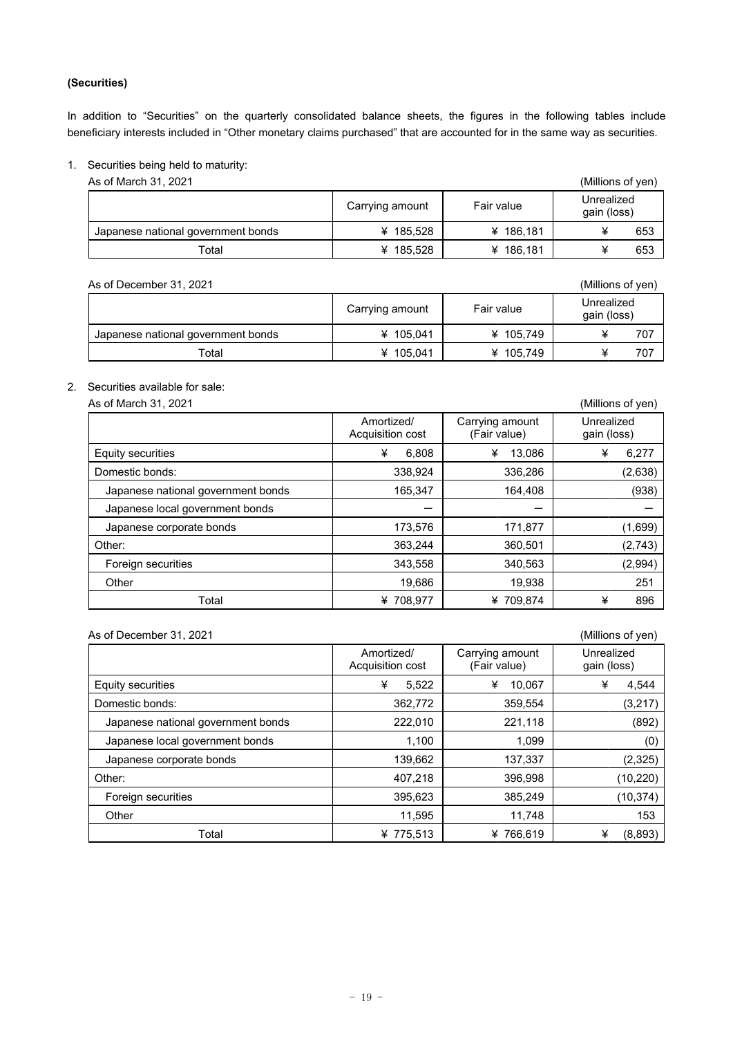**(Securities)**

In addition to "Securities" on the quarterly consolidated balance sheets, the figures in the following tables include beneficiary interests included in "Other monetary claims purchased" that are accounted for in the same way as securities.

1. Securities being held to maturity:

As of March 31, 2021 (Millions of yen)

| | Carrying amount | Fair value | Unrealized gain (loss) |
|---|---|---|---|
| Japanese national government bonds | ¥ 185,528 | ¥ 186,181 | ¥ 653 |
| Total | ¥ 185,528 | ¥ 186,181 | ¥ 653 |

As of December 31, 2021 (Millions of yen)

| | Carrying amount | Fair value | Unrealized gain (loss) |
|---|---|---|---|
| Japanese national government bonds | ¥ 105,041 | ¥ 105,749 | ¥ 707 |
| Total | ¥ 105,041 | ¥ 105,749 | ¥ 707 |

2. Securities available for sale:

As of March 31, 2021 (Millions of yen)

| | Amortized/ Acquisition cost | Carrying amount (Fair value) | Unrealized gain (loss) |
|---|---|---|---|
| Equity securities | ¥ 6,808 | ¥ 13,086 | ¥ 6,277 |
| Domestic bonds: | 338,924 | 336,286 | (2,638) |
| Japanese national government bonds | 165,347 | 164,408 | (938) |
| Japanese local government bonds | — | — | — |
| Japanese corporate bonds | 173,576 | 171,877 | (1,699) |
| Other: | 363,244 | 360,501 | (2,743) |
| Foreign securities | 343,558 | 340,563 | (2,994) |
| Other | 19,686 | 19,938 | 251 |
| Total | ¥ 708,977 | ¥ 709,874 | ¥ 896 |

As of December 31, 2021 (Millions of yen)

| | Amortized/ Acquisition cost | Carrying amount (Fair value) | Unrealized gain (loss) |
|---|---|---|---|
| Equity securities | ¥ 5,522 | ¥ 10,067 | ¥ 4,544 |
| Domestic bonds: | 362,772 | 359,554 | (3,217) |
| Japanese national government bonds | 222,010 | 221,118 | (892) |
| Japanese local government bonds | 1,100 | 1,099 | (0) |
| Japanese corporate bonds | 139,662 | 137,337 | (2,325) |
| Other: | 407,218 | 396,998 | (10,220) |
| Foreign securities | 395,623 | 385,249 | (10,374) |
| Other | 11,595 | 11,748 | 153 |
| Total | ¥ 775,513 | ¥ 766,619 | ¥ (8,893) |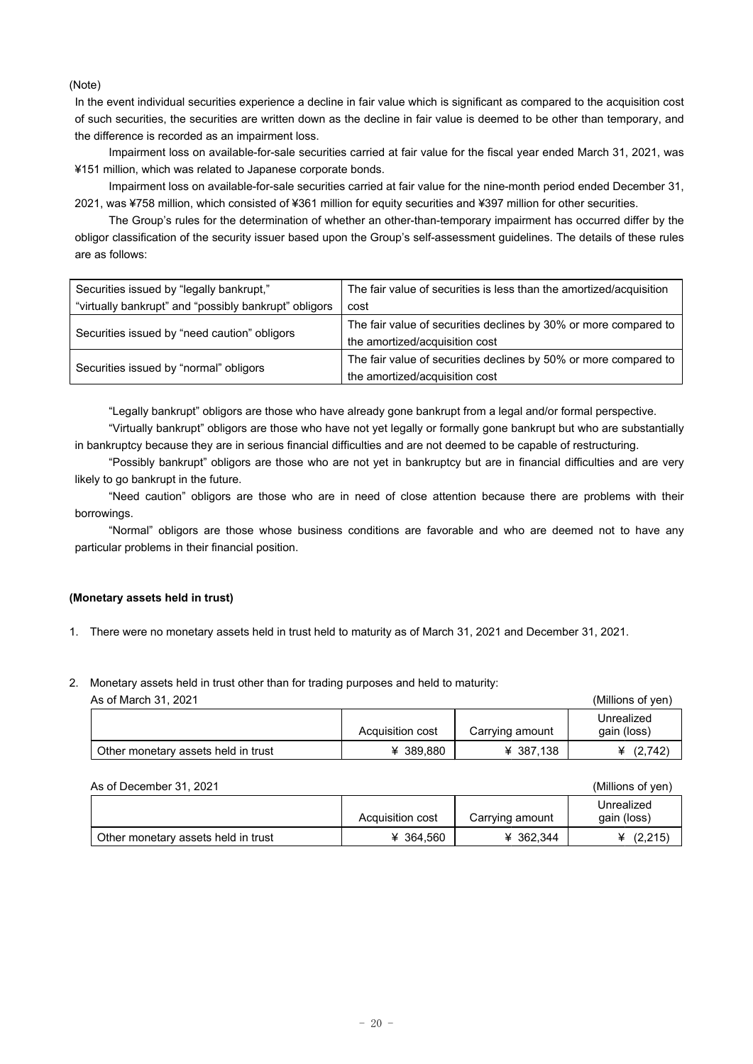(Note)

In the event individual securities experience a decline in fair value which is significant as compared to the acquisition cost of such securities, the securities are written down as the decline in fair value is deemed to be other than temporary, and the difference is recorded as an impairment loss.

Impairment loss on available-for-sale securities carried at fair value for the fiscal year ended March 31, 2021, was ¥151 million, which was related to Japanese corporate bonds.

Impairment loss on available-for-sale securities carried at fair value for the nine-month period ended December 31, 2021, was ¥758 million, which consisted of ¥361 million for equity securities and ¥397 million for other securities.

The Group's rules for the determination of whether an other-than-temporary impairment has occurred differ by the obligor classification of the security issuer based upon the Group's self-assessment guidelines. The details of these rules are as follows:

| | |
|---|---|
| Securities issued by "legally bankrupt," "virtually bankrupt" and "possibly bankrupt" obligors | The fair value of securities is less than the amortized/acquisition cost |
| Securities issued by "need caution" obligors | The fair value of securities declines by 30% or more compared to the amortized/acquisition cost |
| Securities issued by "normal" obligors | The fair value of securities declines by 50% or more compared to the amortized/acquisition cost |

"Legally bankrupt" obligors are those who have already gone bankrupt from a legal and/or formal perspective.

"Virtually bankrupt" obligors are those who have not yet legally or formally gone bankrupt but who are substantially in bankruptcy because they are in serious financial difficulties and are not deemed to be capable of restructuring.

"Possibly bankrupt" obligors are those who are not yet in bankruptcy but are in financial difficulties and are very likely to go bankrupt in the future.

"Need caution" obligors are those who are in need of close attention because there are problems with their borrowings.

"Normal" obligors are those whose business conditions are favorable and who are deemed not to have any particular problems in their financial position.

**(Monetary assets held in trust)**

1. There were no monetary assets held in trust held to maturity as of March 31, 2021 and December 31, 2021.

2. Monetary assets held in trust other than for trading purposes and held to maturity:

As of March 31, 2021 (Millions of yen)

| | Acquisition cost | Carrying amount | Unrealized gain (loss) |
|---|---|---|---|
| Other monetary assets held in trust | ¥ 389,880 | ¥ 387,138 | ¥ (2,742) |

As of December 31, 2021 (Millions of yen)

| | Acquisition cost | Carrying amount | Unrealized gain (loss) |
|---|---|---|---|
| Other monetary assets held in trust | ¥ 364,560 | ¥ 362,344 | ¥ (2,215) |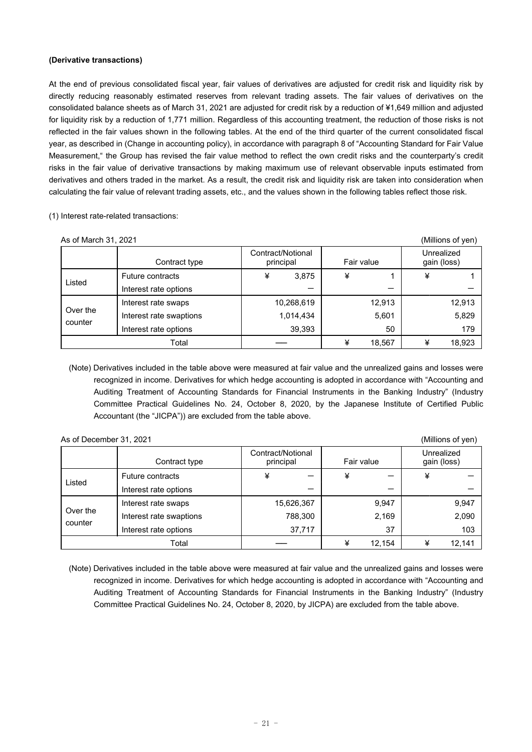**(Derivative transactions)**

At the end of previous consolidated fiscal year, fair values of derivatives are adjusted for credit risk and liquidity risk by directly reducing reasonably estimated reserves from relevant trading assets. The fair values of derivatives on the consolidated balance sheets as of March 31, 2021 are adjusted for credit risk by a reduction of ¥1,649 million and adjusted for liquidity risk by a reduction of 1,771 million. Regardless of this accounting treatment, the reduction of those risks is not reflected in the fair values shown in the following tables. At the end of the third quarter of the current consolidated fiscal year, as described in (Change in accounting policy), in accordance with paragraph 8 of "Accounting Standard for Fair Value Measurement," the Group has revised the fair value method to reflect the own credit risks and the counterparty's credit risks in the fair value of derivative transactions by making maximum use of relevant observable inputs estimated from derivatives and others traded in the market. As a result, the credit risk and liquidity risk are taken into consideration when calculating the fair value of relevant trading assets, etc., and the values shown in the following tables reflect those risk.

(1) Interest rate-related transactions:

As of March 31, 2021 (Millions of yen)

| | Contract type | Contract/Notional principal | Fair value | Unrealized gain (loss) |
|---|---|---|---|---|
| Listed | Future contracts | ¥ 3,875 | ¥ 1 | ¥ 1 |
| | Interest rate options | — | — | — |
| Over the counter | Interest rate swaps | 10,268,619 | 12,913 | 12,913 |
| | Interest rate swaptions | 1,014,434 | 5,601 | 5,829 |
| | Interest rate options | 39,393 | 50 | 179 |
| Total | | ── | ¥ 18,567 | ¥ 18,923 |

(Note) Derivatives included in the table above were measured at fair value and the unrealized gains and losses were recognized in income. Derivatives for which hedge accounting is adopted in accordance with "Accounting and Auditing Treatment of Accounting Standards for Financial Instruments in the Banking Industry" (Industry Committee Practical Guidelines No. 24, October 8, 2020, by the Japanese Institute of Certified Public Accountant (the "JICPA")) are excluded from the table above.

As of December 31, 2021 (Millions of yen)

| | Contract type | Contract/Notional principal | Fair value | Unrealized gain (loss) |
|---|---|---|---|---|
| Listed | Future contracts | ¥ — | ¥ — | ¥ — |
| | Interest rate options | — | — | — |
| Over the counter | Interest rate swaps | 15,626,367 | 9,947 | 9,947 |
| | Interest rate swaptions | 788,300 | 2,169 | 2,090 |
| | Interest rate options | 37,717 | 37 | 103 |
| Total | | ── | ¥ 12,154 | ¥ 12,141 |

(Note) Derivatives included in the table above were measured at fair value and the unrealized gains and losses were recognized in income. Derivatives for which hedge accounting is adopted in accordance with "Accounting and Auditing Treatment of Accounting Standards for Financial Instruments in the Banking Industry" (Industry Committee Practical Guidelines No. 24, October 8, 2020, by JICPA) are excluded from the table above.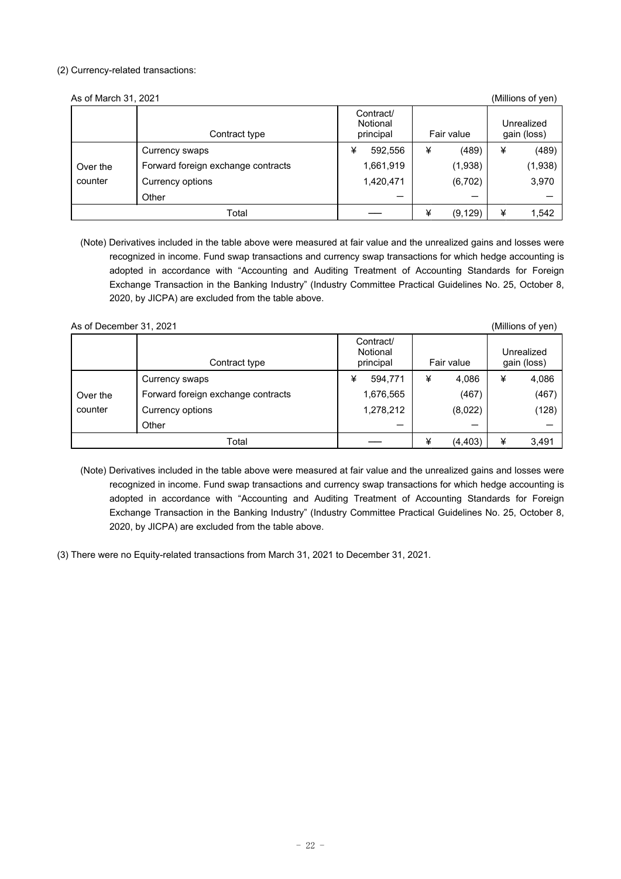(2) Currency-related transactions:

As of March 31, 2021 (Millions of yen)

| | Contract type | Contract/ Notional principal | Fair value | Unrealized gain (loss) |
|---|---|---|---|---|
| Over the counter | Currency swaps | ¥ 592,556 | ¥ (489) | ¥ (489) |
| | Forward foreign exchange contracts | 1,661,919 | (1,938) | (1,938) |
| | Currency options | 1,420,471 | (6,702) | 3,970 |
| | Other | — | — | — |
| Total | | —— | ¥ (9,129) | ¥ 1,542 |

(Note) Derivatives included in the table above were measured at fair value and the unrealized gains and losses were recognized in income. Fund swap transactions and currency swap transactions for which hedge accounting is adopted in accordance with "Accounting and Auditing Treatment of Accounting Standards for Foreign Exchange Transaction in the Banking Industry" (Industry Committee Practical Guidelines No. 25, October 8, 2020, by JICPA) are excluded from the table above.

As of December 31, 2021 (Millions of yen)

| | Contract type | Contract/ Notional principal | Fair value | Unrealized gain (loss) |
|---|---|---|---|---|
| Over the counter | Currency swaps | ¥ 594,771 | ¥ 4,086 | ¥ 4,086 |
| | Forward foreign exchange contracts | 1,676,565 | (467) | (467) |
| | Currency options | 1,278,212 | (8,022) | (128) |
| | Other | — | — | — |
| Total | | —— | ¥ (4,403) | ¥ 3,491 |

(Note) Derivatives included in the table above were measured at fair value and the unrealized gains and losses were recognized in income. Fund swap transactions and currency swap transactions for which hedge accounting is adopted in accordance with "Accounting and Auditing Treatment of Accounting Standards for Foreign Exchange Transaction in the Banking Industry" (Industry Committee Practical Guidelines No. 25, October 8, 2020, by JICPA) are excluded from the table above.

(3) There were no Equity-related transactions from March 31, 2021 to December 31, 2021.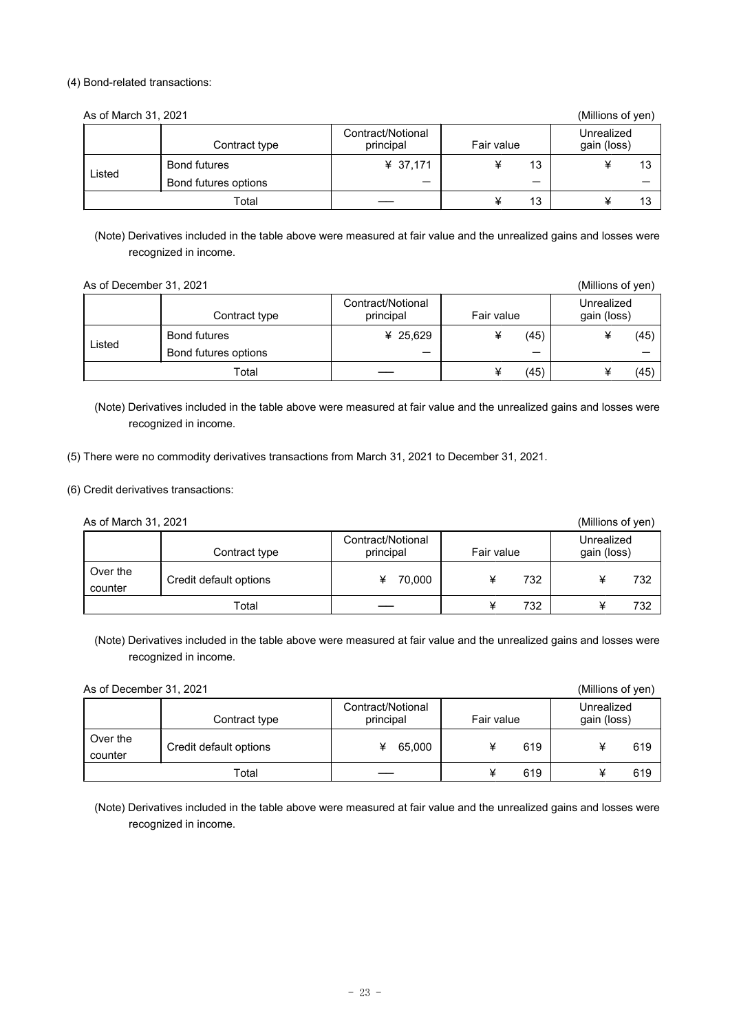(4) Bond-related transactions:

As of March 31, 2021 (Millions of yen)

| | Contract type | Contract/Notional principal | Fair value | Unrealized gain (loss) |
|---|---|---|---|---|
| Listed | Bond futures | ¥ 37,171 | ¥ 13 | ¥ 13 |
| | Bond futures options | — | — | — |
| Total | | —— | ¥ 13 | ¥ 13 |

(Note) Derivatives included in the table above were measured at fair value and the unrealized gains and losses were recognized in income.

As of December 31, 2021 (Millions of yen)

| | Contract type | Contract/Notional principal | Fair value | Unrealized gain (loss) |
|---|---|---|---|---|
| Listed | Bond futures | ¥ 25,629 | ¥ (45) | ¥ (45) |
| | Bond futures options | — | — | — |
| Total | | —— | ¥ (45) | ¥ (45) |

(Note) Derivatives included in the table above were measured at fair value and the unrealized gains and losses were recognized in income.

(5) There were no commodity derivatives transactions from March 31, 2021 to December 31, 2021.

(6) Credit derivatives transactions:

As of March 31, 2021 (Millions of yen)

| | Contract type | Contract/Notional principal | Fair value | Unrealized gain (loss) |
|---|---|---|---|---|
| Over the counter | Credit default options | ¥ 70,000 | ¥ 732 | ¥ 732 |
| Total | | —— | ¥ 732 | ¥ 732 |

(Note) Derivatives included in the table above were measured at fair value and the unrealized gains and losses were recognized in income.

As of December 31, 2021 (Millions of yen)

| | Contract type | Contract/Notional principal | Fair value | Unrealized gain (loss) |
|---|---|---|---|---|
| Over the counter | Credit default options | ¥ 65,000 | ¥ 619 | ¥ 619 |
| Total | | —— | ¥ 619 | ¥ 619 |

(Note) Derivatives included in the table above were measured at fair value and the unrealized gains and losses were recognized in income.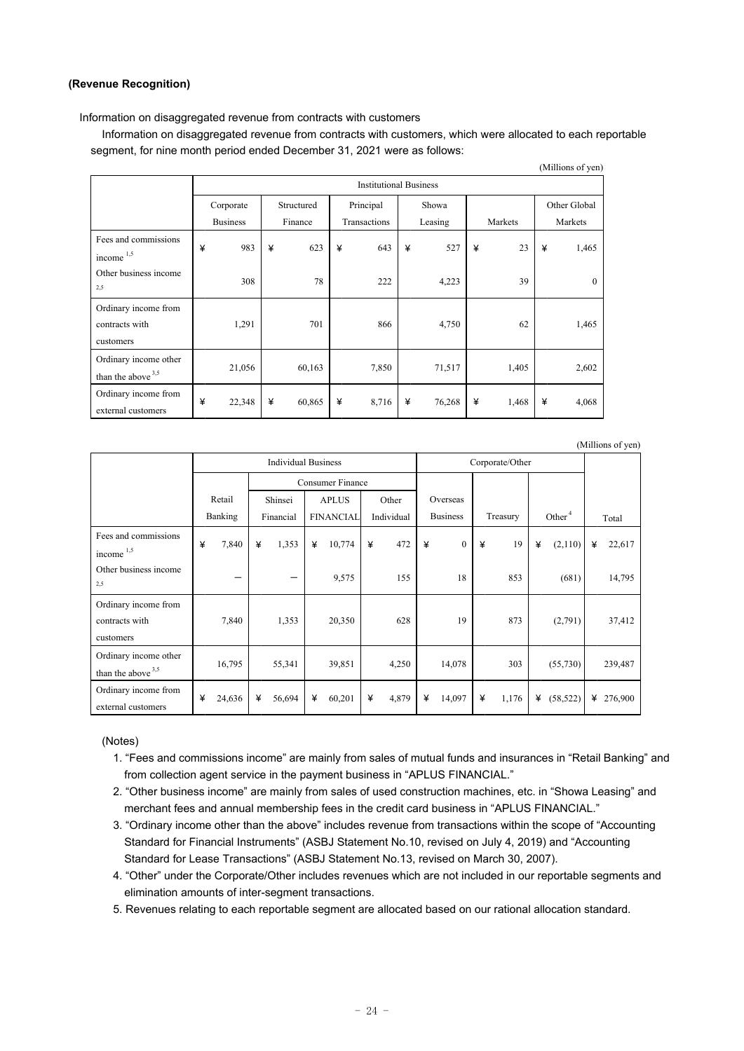**(Revenue Recognition)**

Information on disaggregated revenue from contracts with customers

Information on disaggregated revenue from contracts with customers, which were allocated to each reportable segment, for nine month period ended December 31, 2021 were as follows:

(Millions of yen)

| | Institutional Business | | | | | |
|---|---|---|---|---|---|---|
| | Corporate Business | Structured Finance | Principal Transactions | Showa Leasing | Markets | Other Global Markets |
| Fees and commissions income [1,5] | ¥ 983 | ¥ 623 | ¥ 643 | ¥ 527 | ¥ 23 | ¥ 1,465 |
| Other business income [2,5] | 308 | 78 | 222 | 4,223 | 39 | 0 |
| Ordinary income from contracts with customers | 1,291 | 701 | 866 | 4,750 | 62 | 1,465 |
| Ordinary income other than the above [3,5] | 21,056 | 60,163 | 7,850 | 71,517 | 1,405 | 2,602 |
| Ordinary income from external customers | ¥ 22,348 | ¥ 60,865 | ¥ 8,716 | ¥ 76,268 | ¥ 1,468 | ¥ 4,068 |

(Millions of yen)

| | Individual Business | | | | Corporate/Other | | | |
|---|---|---|---|---|---|---|---|---|
| | | Consumer Finance | | | | | | |
| | Retail Banking | Shinsei Financial | APLUS FINANCIAL | Other Individual | Overseas Business | Treasury | Other [4] | Total |
| Fees and commissions income [1,5] | ¥ 7,840 | ¥ 1,353 | ¥ 10,774 | ¥ 472 | ¥ 0 | ¥ 19 | ¥ (2,110) | ¥ 22,617 |
| Other business income [2,5] | － | － | 9,575 | 155 | 18 | 853 | (681) | 14,795 |
| Ordinary income from contracts with customers | 7,840 | 1,353 | 20,350 | 628 | 19 | 873 | (2,791) | 37,412 |
| Ordinary income other than the above [3,5] | 16,795 | 55,341 | 39,851 | 4,250 | 14,078 | 303 | (55,730) | 239,487 |
| Ordinary income from external customers | ¥ 24,636 | ¥ 56,694 | ¥ 60,201 | ¥ 4,879 | ¥ 14,097 | ¥ 1,176 | ¥ (58,522) | ¥ 276,900 |

(Notes)

1. "Fees and commissions income" are mainly from sales of mutual funds and insurances in "Retail Banking" and from collection agent service in the payment business in "APLUS FINANCIAL."
2. "Other business income" are mainly from sales of used construction machines, etc. in "Showa Leasing" and merchant fees and annual membership fees in the credit card business in "APLUS FINANCIAL."
3. "Ordinary income other than the above" includes revenue from transactions within the scope of "Accounting Standard for Financial Instruments" (ASBJ Statement No.10, revised on July 4, 2019) and "Accounting Standard for Lease Transactions" (ASBJ Statement No.13, revised on March 30, 2007).
4. "Other" under the Corporate/Other includes revenues which are not included in our reportable segments and elimination amounts of inter-segment transactions.
5. Revenues relating to each reportable segment are allocated based on our rational allocation standard.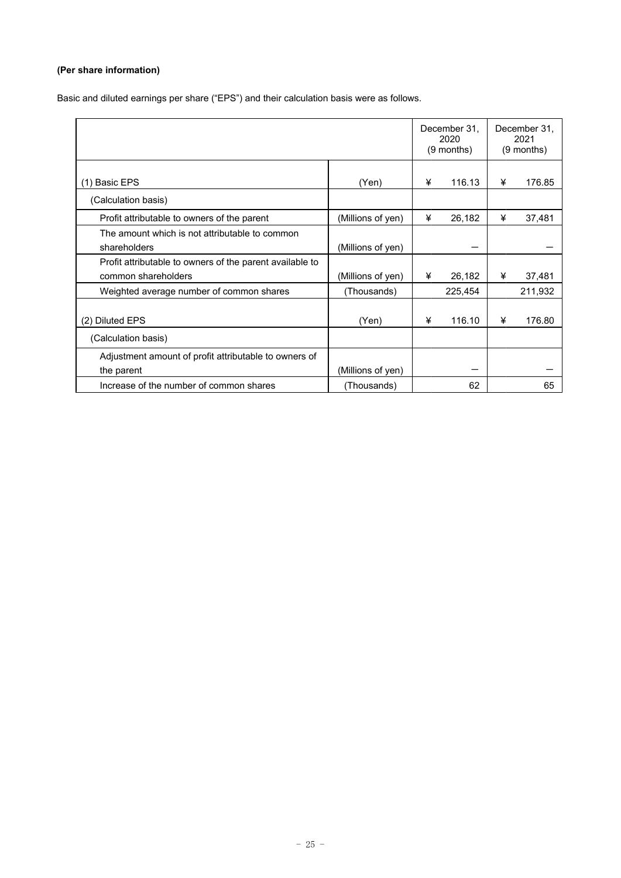**(Per share information)**

Basic and diluted earnings per share ("EPS") and their calculation basis were as follows.

| | | December 31, 2020 (9 months) | December 31, 2021 (9 months) |
|---|---|---|---|
| (1) Basic EPS | (Yen) | ¥ 116.13 | ¥ 176.85 |
| (Calculation basis) | | | |
| Profit attributable to owners of the parent | (Millions of yen) | ¥ 26,182 | ¥ 37,481 |
| The amount which is not attributable to common shareholders | (Millions of yen) | — | — |
| Profit attributable to owners of the parent available to common shareholders | (Millions of yen) | ¥ 26,182 | ¥ 37,481 |
| Weighted average number of common shares | (Thousands) | 225,454 | 211,932 |
| (2) Diluted EPS | (Yen) | ¥ 116.10 | ¥ 176.80 |
| (Calculation basis) | | | |
| Adjustment amount of profit attributable to owners of the parent | (Millions of yen) | — | — |
| Increase of the number of common shares | (Thousands) | 62 | 65 |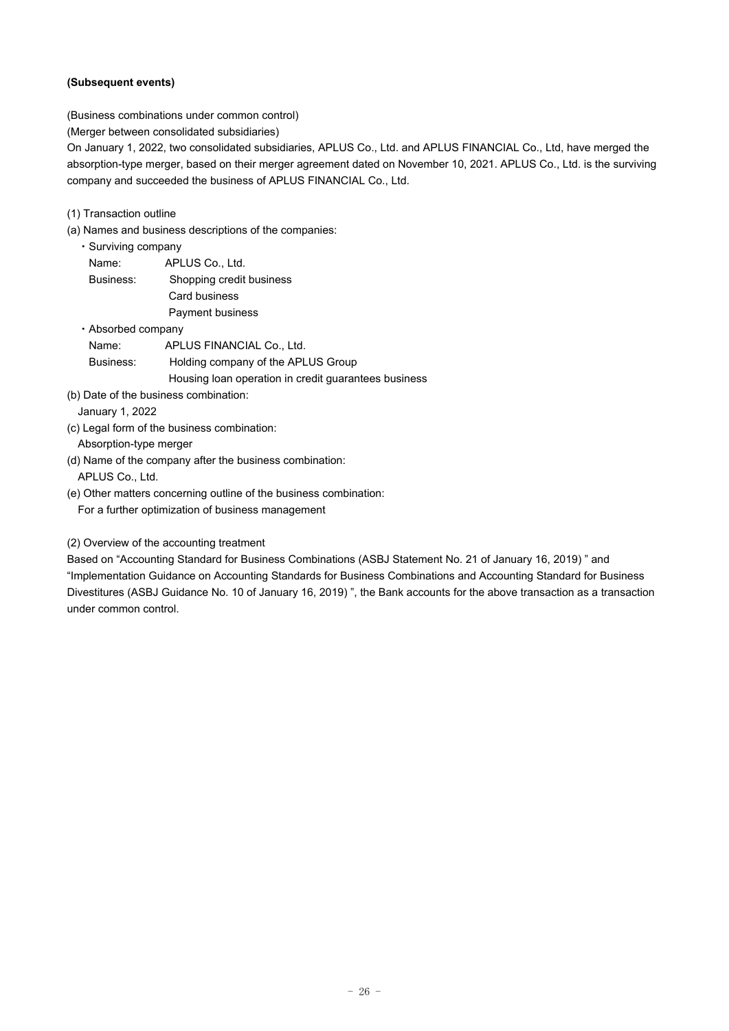**(Subsequent events)**

(Business combinations under common control)

(Merger between consolidated subsidiaries)

On January 1, 2022, two consolidated subsidiaries, APLUS Co., Ltd. and APLUS FINANCIAL Co., Ltd, have merged the absorption-type merger, based on their merger agreement dated on November 10, 2021. APLUS Co., Ltd. is the surviving company and succeeded the business of APLUS FINANCIAL Co., Ltd.

(1) Transaction outline

(a) Names and business descriptions of the companies:

・Surviving company

Name: APLUS Co., Ltd.

Business: Shopping credit business
Card business
Payment business

・Absorbed company

Name: APLUS FINANCIAL Co., Ltd.

Business: Holding company of the APLUS Group
Housing loan operation in credit guarantees business

(b) Date of the business combination:

January 1, 2022

(c) Legal form of the business combination:

Absorption-type merger

(d) Name of the company after the business combination:

APLUS Co., Ltd.

(e) Other matters concerning outline of the business combination:

For a further optimization of business management

(2) Overview of the accounting treatment

Based on "Accounting Standard for Business Combinations (ASBJ Statement No. 21 of January 16, 2019) " and "Implementation Guidance on Accounting Standards for Business Combinations and Accounting Standard for Business Divestitures (ASBJ Guidance No. 10 of January 16, 2019) ", the Bank accounts for the above transaction as a transaction under common control.